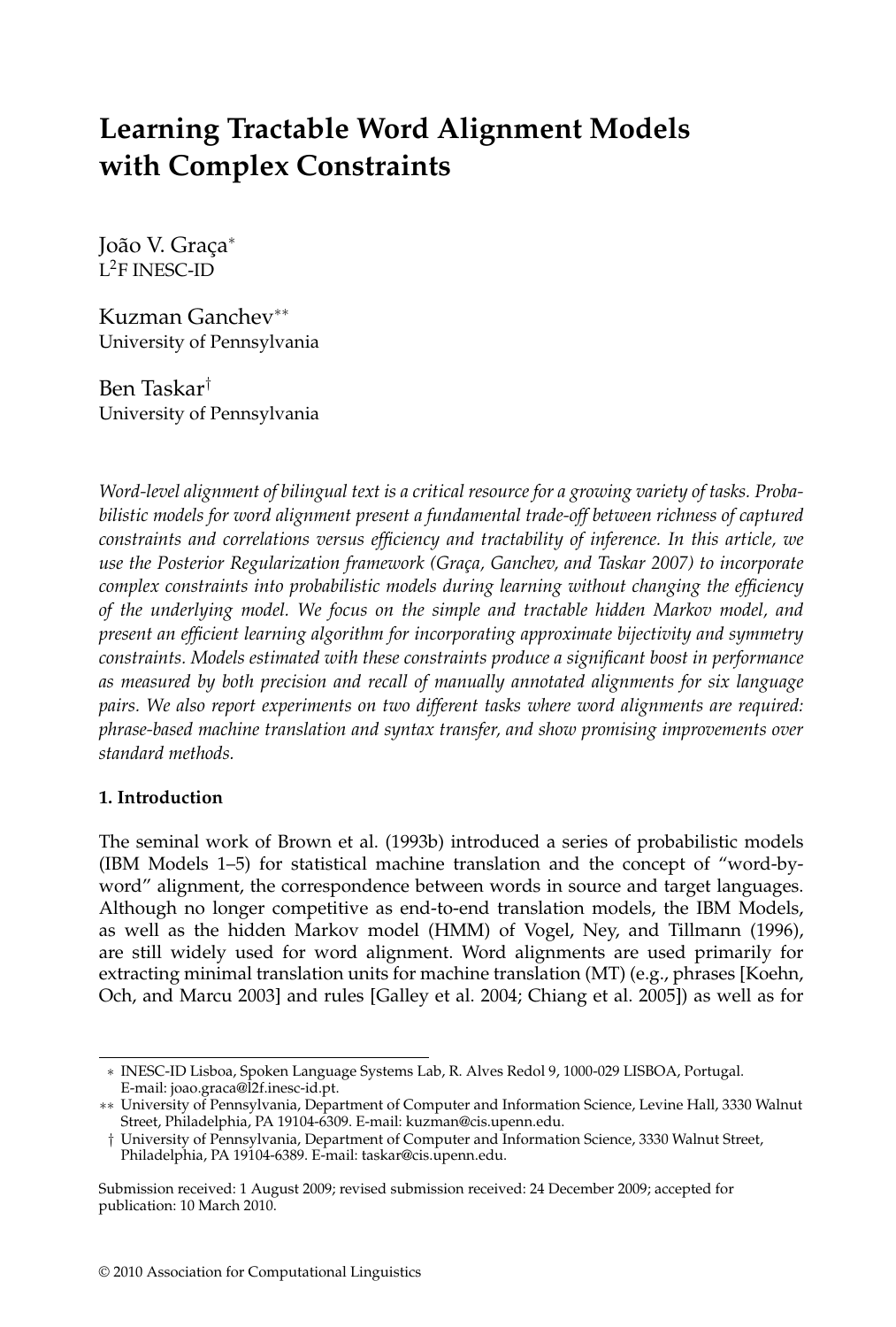# Learning Tractable Word Alignment Models with Complex Constraints

João V. Graça*
L[2]F INESC-ID

Kuzman Ganchev**
University of Pennsylvania

Ben Taskar†
University of Pennsylvania

*Word-level alignment of bilingual text is a critical resource for a growing variety of tasks. Probabilistic models for word alignment present a fundamental trade-off between richness of captured constraints and correlations versus efficiency and tractability of inference. In this article, we use the Posterior Regularization framework (Graça, Ganchev, and Taskar 2007) to incorporate complex constraints into probabilistic models during learning without changing the efficiency of the underlying model. We focus on the simple and tractable hidden Markov model, and present an efficient learning algorithm for incorporating approximate bijectivity and symmetry constraints. Models estimated with these constraints produce a significant boost in performance as measured by both precision and recall of manually annotated alignments for six language pairs. We also report experiments on two different tasks where word alignments are required: phrase-based machine translation and syntax transfer, and show promising improvements over standard methods.*

## 1. Introduction

The seminal work of Brown et al. (1993b) introduced a series of probabilistic models (IBM Models 1–5) for statistical machine translation and the concept of "word-by-word" alignment, the correspondence between words in source and target languages. Although no longer competitive as end-to-end translation models, the IBM Models, as well as the hidden Markov model (HMM) of Vogel, Ney, and Tillmann (1996), are still widely used for word alignment. Word alignments are used primarily for extracting minimal translation units for machine translation (MT) (e.g., phrases [Koehn, Och, and Marcu 2003] and rules [Galley et al. 2004; Chiang et al. 2005]) as well as for

---

* INESC-ID Lisboa, Spoken Language Systems Lab, R. Alves Redol 9, 1000-029 LISBOA, Portugal. E-mail: joao.graca@l2f.inesc-id.pt.

** University of Pennsylvania, Department of Computer and Information Science, Levine Hall, 3330 Walnut Street, Philadelphia, PA 19104-6309. E-mail: kuzman@cis.upenn.edu.

† University of Pennsylvania, Department of Computer and Information Science, 3330 Walnut Street, Philadelphia, PA 19104-6389. E-mail: taskar@cis.upenn.edu.

Submission received: 1 August 2009; revised submission received: 24 December 2009; accepted for publication: 10 March 2010.

© 2010 Association for Computational Linguistics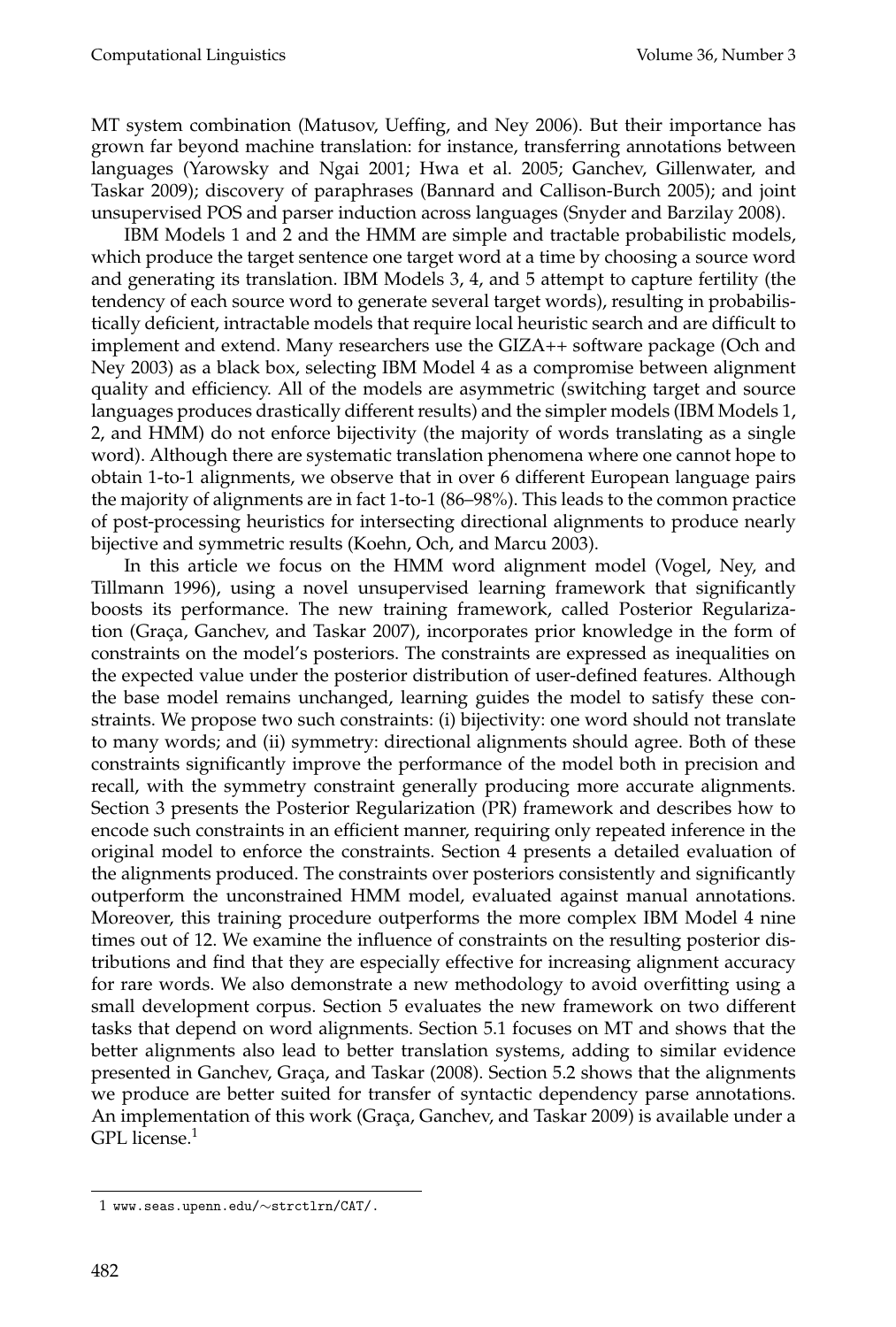MT system combination (Matusov, Ueffing, and Ney 2006). But their importance has grown far beyond machine translation: for instance, transferring annotations between languages (Yarowsky and Ngai 2001; Hwa et al. 2005; Ganchev, Gillenwater, and Taskar 2009); discovery of paraphrases (Bannard and Callison-Burch 2005); and joint unsupervised POS and parser induction across languages (Snyder and Barzilay 2008).

IBM Models 1 and 2 and the HMM are simple and tractable probabilistic models, which produce the target sentence one target word at a time by choosing a source word and generating its translation. IBM Models 3, 4, and 5 attempt to capture fertility (the tendency of each source word to generate several target words), resulting in probabilistically deficient, intractable models that require local heuristic search and are difficult to implement and extend. Many researchers use the GIZA++ software package (Och and Ney 2003) as a black box, selecting IBM Model 4 as a compromise between alignment quality and efficiency. All of the models are asymmetric (switching target and source languages produces drastically different results) and the simpler models (IBM Models 1, 2, and HMM) do not enforce bijectivity (the majority of words translating as a single word). Although there are systematic translation phenomena where one cannot hope to obtain 1-to-1 alignments, we observe that in over 6 different European language pairs the majority of alignments are in fact 1-to-1 (86–98%). This leads to the common practice of post-processing heuristics for intersecting directional alignments to produce nearly bijective and symmetric results (Koehn, Och, and Marcu 2003).

In this article we focus on the HMM word alignment model (Vogel, Ney, and Tillmann 1996), using a novel unsupervised learning framework that significantly boosts its performance. The new training framework, called Posterior Regularization (Graça, Ganchev, and Taskar 2007), incorporates prior knowledge in the form of constraints on the model's posteriors. The constraints are expressed as inequalities on the expected value under the posterior distribution of user-defined features. Although the base model remains unchanged, learning guides the model to satisfy these constraints. We propose two such constraints: (i) bijectivity: one word should not translate to many words; and (ii) symmetry: directional alignments should agree. Both of these constraints significantly improve the performance of the model both in precision and recall, with the symmetry constraint generally producing more accurate alignments. Section 3 presents the Posterior Regularization (PR) framework and describes how to encode such constraints in an efficient manner, requiring only repeated inference in the original model to enforce the constraints. Section 4 presents a detailed evaluation of the alignments produced. The constraints over posteriors consistently and significantly outperform the unconstrained HMM model, evaluated against manual annotations. Moreover, this training procedure outperforms the more complex IBM Model 4 nine times out of 12. We examine the influence of constraints on the resulting posterior distributions and find that they are especially effective for increasing alignment accuracy for rare words. We also demonstrate a new methodology to avoid overfitting using a small development corpus. Section 5 evaluates the new framework on two different tasks that depend on word alignments. Section 5.1 focuses on MT and shows that the better alignments also lead to better translation systems, adding to similar evidence presented in Ganchev, Graça, and Taskar (2008). Section 5.2 shows that the alignments we produce are better suited for transfer of syntactic dependency parse annotations. An implementation of this work (Graça, Ganchev, and Taskar 2009) is available under a GPL license.[1]

[1] www.seas.upenn.edu/~strctlrn/CAT/.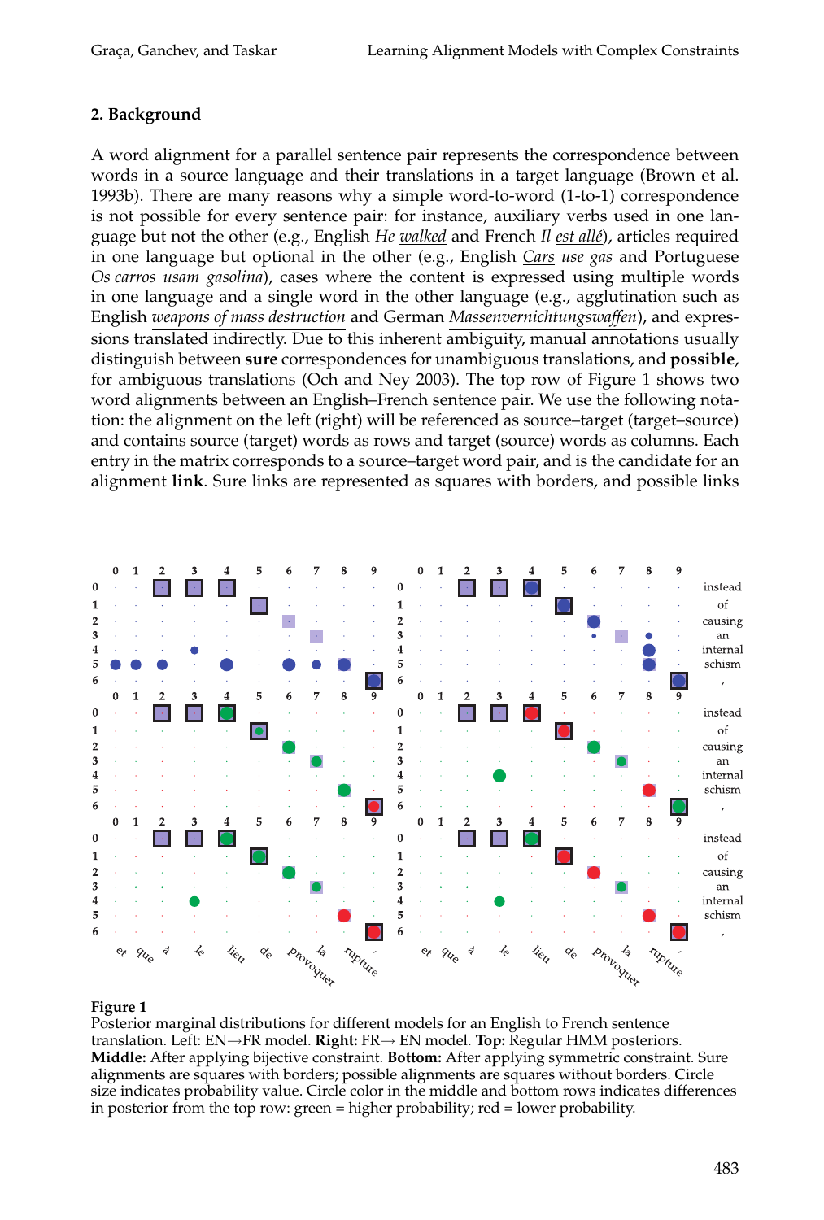## 2. Background

A word alignment for a parallel sentence pair represents the correspondence between words in a source language and their translations in a target language (Brown et al. 1993b). There are many reasons why a simple word-to-word (1-to-1) correspondence is not possible for every sentence pair: for instance, auxiliary verbs used in one language but not the other (e.g., English *He* *walked* and French *Il* *est allé*), articles required in one language but optional in the other (e.g., English *Cars* *use gas* and Portuguese *Os carros* *usam gasolina*), cases where the content is expressed using multiple words in one language and a single word in the other language (e.g., agglutination such as English *weapons of mass destruction* and German *Massenvernichtungswaffen*), and expressions translated indirectly. Due to this inherent ambiguity, manual annotations usually distinguish between **sure** correspondences for unambiguous translations, and **possible**, for ambiguous translations (Och and Ney 2003). The top row of Figure 1 shows two word alignments between an English–French sentence pair. We use the following notation: the alignment on the left (right) will be referenced as source–target (target–source) and contains source (target) words as rows and target (source) words as columns. Each entry in the matrix corresponds to a source–target word pair, and is the candidate for an alignment **link**. Sure links are represented as squares with borders, and possible links

**Figure 1**
Posterior marginal distributions for different models for an English to French sentence translation. Left: EN→FR model. **Right:** FR→ EN model. **Top:** Regular HMM posteriors. **Middle:** After applying bijective constraint. **Bottom:** After applying symmetric constraint. Sure alignments are squares with borders; possible alignments are squares without borders. Circle size indicates probability value. Circle color in the middle and bottom rows indicates differences in posterior from the top row: green = higher probability; red = lower probability.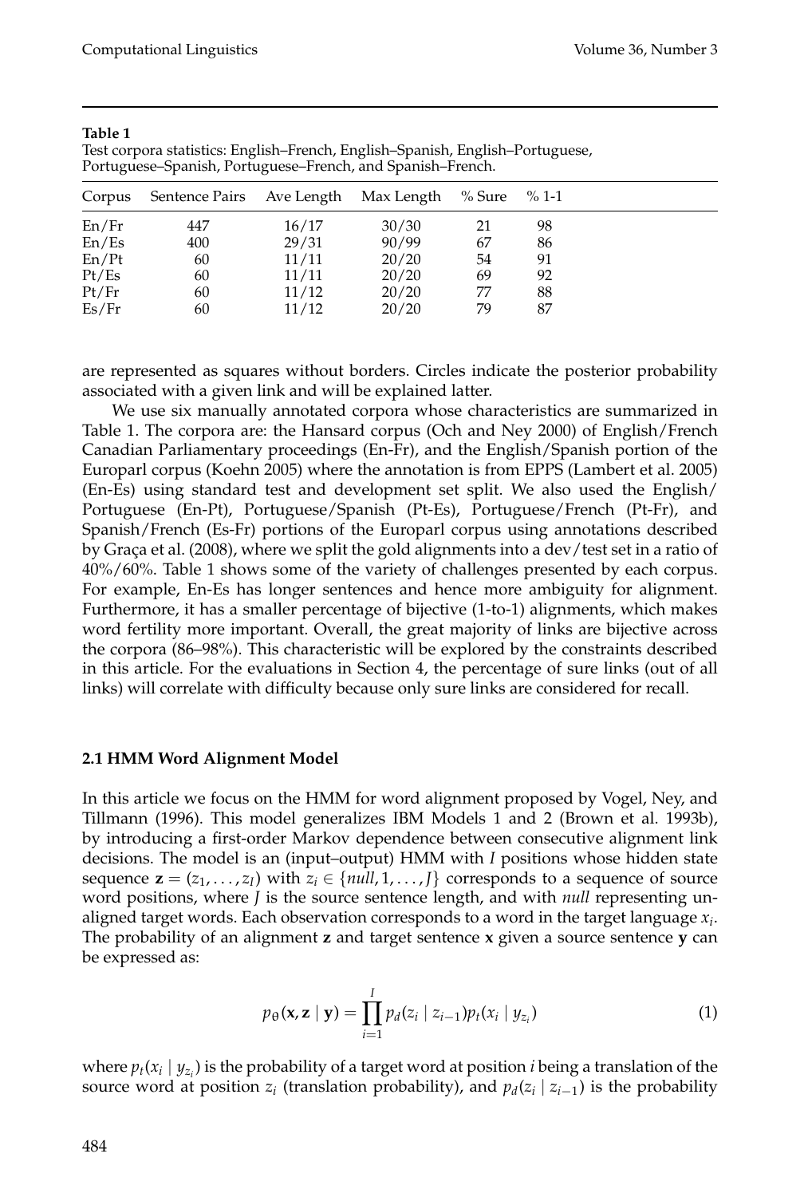**Table 1**
Test corpora statistics: English–French, English–Spanish, English–Portuguese, Portuguese–Spanish, Portuguese–French, and Spanish–French.

| Corpus | Sentence Pairs | Ave Length | Max Length | % Sure | % 1-1 |
|---|---|---|---|---|---|
| En/Fr | 447 | 16/17 | 30/30 | 21 | 98 |
| En/Es | 400 | 29/31 | 90/99 | 67 | 86 |
| En/Pt | 60 | 11/11 | 20/20 | 54 | 91 |
| Pt/Es | 60 | 11/11 | 20/20 | 69 | 92 |
| Pt/Fr | 60 | 11/12 | 20/20 | 77 | 88 |
| Es/Fr | 60 | 11/12 | 20/20 | 79 | 87 |

are represented as squares without borders. Circles indicate the posterior probability associated with a given link and will be explained latter.

We use six manually annotated corpora whose characteristics are summarized in Table 1. The corpora are: the Hansard corpus (Och and Ney 2000) of English/French Canadian Parliamentary proceedings (En-Fr), and the English/Spanish portion of the Europarl corpus (Koehn 2005) where the annotation is from EPPS (Lambert et al. 2005) (En-Es) using standard test and development set split. We also used the English/Portuguese (En-Pt), Portuguese/Spanish (Pt-Es), Portuguese/French (Pt-Fr), and Spanish/French (Es-Fr) portions of the Europarl corpus using annotations described by Graça et al. (2008), where we split the gold alignments into a dev/test set in a ratio of 40%/60%. Table 1 shows some of the variety of challenges presented by each corpus. For example, En-Es has longer sentences and hence more ambiguity for alignment. Furthermore, it has a smaller percentage of bijective (1-to-1) alignments, which makes word fertility more important. Overall, the great majority of links are bijective across the corpora (86–98%). This characteristic will be explored by the constraints described in this article. For the evaluations in Section 4, the percentage of sure links (out of all links) will correlate with difficulty because only sure links are considered for recall.

### 2.1 HMM Word Alignment Model

In this article we focus on the HMM for word alignment proposed by Vogel, Ney, and Tillmann (1996). This model generalizes IBM Models 1 and 2 (Brown et al. 1993b), by introducing a first-order Markov dependence between consecutive alignment link decisions. The model is an (input–output) HMM with $I$ positions whose hidden state sequence $\mathbf{z} = (z_1, \ldots, z_I)$ with $z_i \in \{null, 1, \ldots, J\}$ corresponds to a sequence of source word positions, where $J$ is the source sentence length, and with *null* representing unaligned target words. Each observation corresponds to a word in the target language $x_i$. The probability of an alignment $\mathbf{z}$ and target sentence $\mathbf{x}$ given a source sentence $\mathbf{y}$ can be expressed as:

$$p_\theta(\mathbf{x}, \mathbf{z} \mid \mathbf{y}) = \prod_{i=1}^{I} p_d(z_i \mid z_{i-1}) p_t(x_i \mid y_{z_i}) \tag{1}$$

where $p_t(x_i \mid y_{z_i})$ is the probability of a target word at position $i$ being a translation of the source word at position $z_i$ (translation probability), and $p_d(z_i \mid z_{i-1})$ is the probability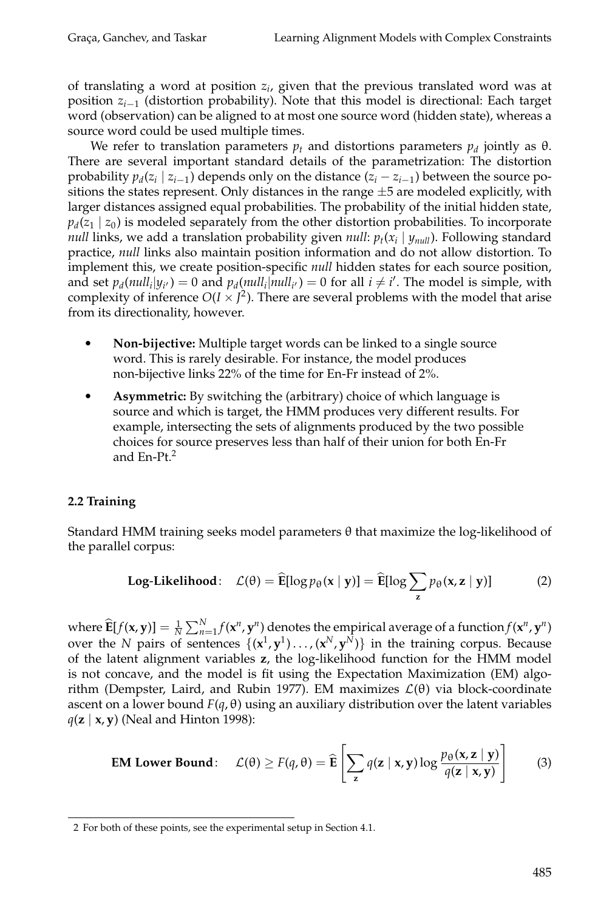of translating a word at position $z_i$, given that the previous translated word was at position $z_{i-1}$ (distortion probability). Note that this model is directional: Each target word (observation) can be aligned to at most one source word (hidden state), whereas a source word could be used multiple times.

We refer to translation parameters $p_t$ and distortions parameters $p_d$ jointly as $\theta$. There are several important standard details of the parametrization: The distortion probability $p_d(z_i \mid z_{i-1})$ depends only on the distance $(z_i - z_{i-1})$ between the source positions the states represent. Only distances in the range $\pm 5$ are modeled explicitly, with larger distances assigned equal probabilities. The probability of the initial hidden state, $p_d(z_1 \mid z_0)$ is modeled separately from the other distortion probabilities. To incorporate *null* links, we add a translation probability given *null*: $p_t(x_i \mid y_{null})$. Following standard practice, *null* links also maintain position information and do not allow distortion. To implement this, we create position-specific *null* hidden states for each source position, and set $p_d(null_i | y_{i'}) = 0$ and $p_d(null_i | null_{i'}) = 0$ for all $i \neq i'$. The model is simple, with complexity of inference $O(I \times J^2)$. There are several problems with the model that arise from its directionality, however.

- **Non-bijective:** Multiple target words can be linked to a single source word. This is rarely desirable. For instance, the model produces non-bijective links 22% of the time for En-Fr instead of 2%.
- **Asymmetric:** By switching the (arbitrary) choice of which language is source and which is target, the HMM produces very different results. For example, intersecting the sets of alignments produced by the two possible choices for source preserves less than half of their union for both En-Fr and En-Pt.[2]

### 2.2 Training

Standard HMM training seeks model parameters $\theta$ that maximize the log-likelihood of the parallel corpus:

$$\textbf{Log-Likelihood}: \quad \mathcal{L}(\theta) = \widehat{\mathbf{E}}[\log p_\theta(\mathbf{x} \mid \mathbf{y})] = \widehat{\mathbf{E}}[\log \sum_{\mathbf{z}} p_\theta(\mathbf{x}, \mathbf{z} \mid \mathbf{y})] \tag{2}$$

where $\widehat{\mathbf{E}}[f(\mathbf{x}, \mathbf{y})] = \frac{1}{N} \sum_{n=1}^{N} f(\mathbf{x}^n, \mathbf{y}^n)$ denotes the empirical average of a function $f(\mathbf{x}^n, \mathbf{y}^n)$ over the $N$ pairs of sentences $\{(\mathbf{x}^1, \mathbf{y}^1) \ldots, (\mathbf{x}^N, \mathbf{y}^N)\}$ in the training corpus. Because of the latent alignment variables $\mathbf{z}$, the log-likelihood function for the HMM model is not concave, and the model is fit using the Expectation Maximization (EM) algorithm (Dempster, Laird, and Rubin 1977). EM maximizes $\mathcal{L}(\theta)$ via block-coordinate ascent on a lower bound $F(q, \theta)$ using an auxiliary distribution over the latent variables $q(\mathbf{z} \mid \mathbf{x}, \mathbf{y})$ (Neal and Hinton 1998):

$$\textbf{EM Lower Bound}: \quad \mathcal{L}(\theta) \geq F(q, \theta) = \widehat{\mathbf{E}}\left[\sum_{\mathbf{z}} q(\mathbf{z} \mid \mathbf{x}, \mathbf{y}) \log \frac{p_\theta(\mathbf{x}, \mathbf{z} \mid \mathbf{y})}{q(\mathbf{z} \mid \mathbf{x}, \mathbf{y})}\right] \tag{3}$$

---

2 For both of these points, see the experimental setup in Section 4.1.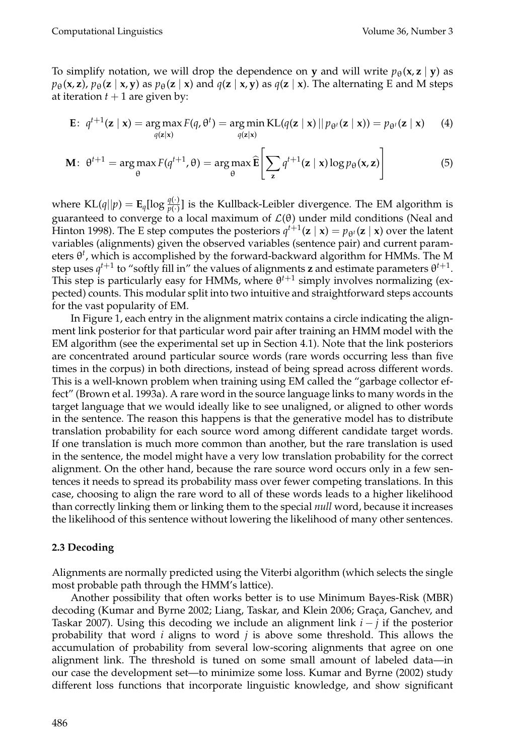To simplify notation, we will drop the dependence on $\mathbf{y}$ and will write $p_\theta(\mathbf{x}, \mathbf{z} \mid \mathbf{y})$ as $p_\theta(\mathbf{x}, \mathbf{z})$, $p_\theta(\mathbf{z} \mid \mathbf{x}, \mathbf{y})$ as $p_\theta(\mathbf{z} \mid \mathbf{x})$ and $q(\mathbf{z} \mid \mathbf{x}, \mathbf{y})$ as $q(\mathbf{z} \mid \mathbf{x})$. The alternating E and M steps at iteration $t+1$ are given by:

$$\mathbf{E}: \; q^{t+1}(\mathbf{z} \mid \mathbf{x}) = \underset{q(\mathbf{z}|\mathbf{x})}{\arg\max} \, F(q, \theta^t) = \underset{q(\mathbf{z}|\mathbf{x})}{\arg\min} \, \mathrm{KL}(q(\mathbf{z} \mid \mathbf{x}) \,||\, p_{\theta^t}(\mathbf{z} \mid \mathbf{x})) = p_{\theta^t}(\mathbf{z} \mid \mathbf{x}) \tag{4}$$

$$\mathbf{M}: \; \theta^{t+1} = \underset{\theta}{\arg\max} \, F(q^{t+1}, \theta) = \underset{\theta}{\arg\max} \, \widehat{\mathbf{E}}\left[ \sum_{\mathbf{z}} q^{t+1}(\mathbf{z} \mid \mathbf{x}) \log p_\theta(\mathbf{x}, \mathbf{z}) \right] \tag{5}$$

where $\mathrm{KL}(q||p) = \mathbf{E}_q[\log \frac{q(\cdot)}{p(\cdot)}]$ is the Kullback-Leibler divergence. The EM algorithm is guaranteed to converge to a local maximum of $\mathcal{L}(\theta)$ under mild conditions (Neal and Hinton 1998). The E step computes the posteriors $q^{t+1}(\mathbf{z} \mid \mathbf{x}) = p_{\theta^t}(\mathbf{z} \mid \mathbf{x})$ over the latent variables (alignments) given the observed variables (sentence pair) and current parameters $\theta^t$, which is accomplished by the forward-backward algorithm for HMMs. The M step uses $q^{t+1}$ to "softly fill in" the values of alignments $\mathbf{z}$ and estimate parameters $\theta^{t+1}$. This step is particularly easy for HMMs, where $\theta^{t+1}$ simply involves normalizing (expected) counts. This modular split into two intuitive and straightforward steps accounts for the vast popularity of EM.

In Figure 1, each entry in the alignment matrix contains a circle indicating the alignment link posterior for that particular word pair after training an HMM model with the EM algorithm (see the experimental set up in Section 4.1). Note that the link posteriors are concentrated around particular source words (rare words occurring less than five times in the corpus) in both directions, instead of being spread across different words. This is a well-known problem when training using EM called the "garbage collector effect" (Brown et al. 1993a). A rare word in the source language links to many words in the target language that we would ideally like to see unaligned, or aligned to other words in the sentence. The reason this happens is that the generative model has to distribute translation probability for each source word among different candidate target words. If one translation is much more common than another, but the rare translation is used in the sentence, the model might have a very low translation probability for the correct alignment. On the other hand, because the rare source word occurs only in a few sentences it needs to spread its probability mass over fewer competing translations. In this case, choosing to align the rare word to all of these words leads to a higher likelihood than correctly linking them or linking them to the special *null* word, because it increases the likelihood of this sentence without lowering the likelihood of many other sentences.

### 2.3 Decoding

Alignments are normally predicted using the Viterbi algorithm (which selects the single most probable path through the HMM's lattice).

Another possibility that often works better is to use Minimum Bayes-Risk (MBR) decoding (Kumar and Byrne 2002; Liang, Taskar, and Klein 2006; Graça, Ganchev, and Taskar 2007). Using this decoding we include an alignment link $i - j$ if the posterior probability that word $i$ aligns to word $j$ is above some threshold. This allows the accumulation of probability from several low-scoring alignments that agree on one alignment link. The threshold is tuned on some small amount of labeled data—in our case the development set—to minimize some loss. Kumar and Byrne (2002) study different loss functions that incorporate linguistic knowledge, and show significant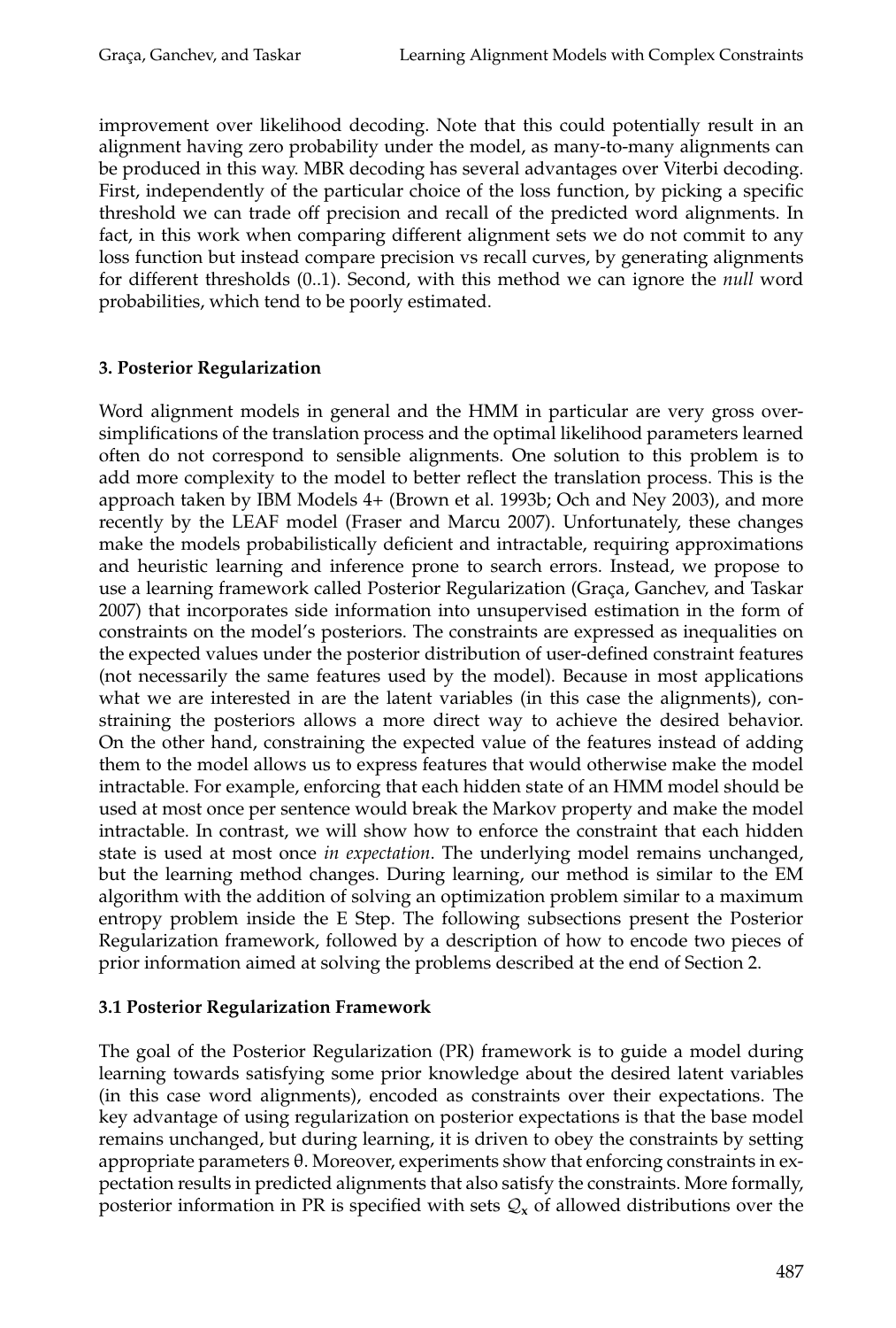improvement over likelihood decoding. Note that this could potentially result in an alignment having zero probability under the model, as many-to-many alignments can be produced in this way. MBR decoding has several advantages over Viterbi decoding. First, independently of the particular choice of the loss function, by picking a specific threshold we can trade off precision and recall of the predicted word alignments. In fact, in this work when comparing different alignment sets we do not commit to any loss function but instead compare precision vs recall curves, by generating alignments for different thresholds (0..1). Second, with this method we can ignore the *null* word probabilities, which tend to be poorly estimated.

## 3. Posterior Regularization

Word alignment models in general and the HMM in particular are very gross oversimplifications of the translation process and the optimal likelihood parameters learned often do not correspond to sensible alignments. One solution to this problem is to add more complexity to the model to better reflect the translation process. This is the approach taken by IBM Models 4+ (Brown et al. 1993b; Och and Ney 2003), and more recently by the LEAF model (Fraser and Marcu 2007). Unfortunately, these changes make the models probabilistically deficient and intractable, requiring approximations and heuristic learning and inference prone to search errors. Instead, we propose to use a learning framework called Posterior Regularization (Graça, Ganchev, and Taskar 2007) that incorporates side information into unsupervised estimation in the form of constraints on the model's posteriors. The constraints are expressed as inequalities on the expected values under the posterior distribution of user-defined constraint features (not necessarily the same features used by the model). Because in most applications what we are interested in are the latent variables (in this case the alignments), constraining the posteriors allows a more direct way to achieve the desired behavior. On the other hand, constraining the expected value of the features instead of adding them to the model allows us to express features that would otherwise make the model intractable. For example, enforcing that each hidden state of an HMM model should be used at most once per sentence would break the Markov property and make the model intractable. In contrast, we will show how to enforce the constraint that each hidden state is used at most once *in expectation*. The underlying model remains unchanged, but the learning method changes. During learning, our method is similar to the EM algorithm with the addition of solving an optimization problem similar to a maximum entropy problem inside the E Step. The following subsections present the Posterior Regularization framework, followed by a description of how to encode two pieces of prior information aimed at solving the problems described at the end of Section 2.

### 3.1 Posterior Regularization Framework

The goal of the Posterior Regularization (PR) framework is to guide a model during learning towards satisfying some prior knowledge about the desired latent variables (in this case word alignments), encoded as constraints over their expectations. The key advantage of using regularization on posterior expectations is that the base model remains unchanged, but during learning, it is driven to obey the constraints by setting appropriate parameters $\theta$. Moreover, experiments show that enforcing constraints in expectation results in predicted alignments that also satisfy the constraints. More formally, posterior information in PR is specified with sets $\mathcal{Q}_{\mathbf{x}}$ of allowed distributions over the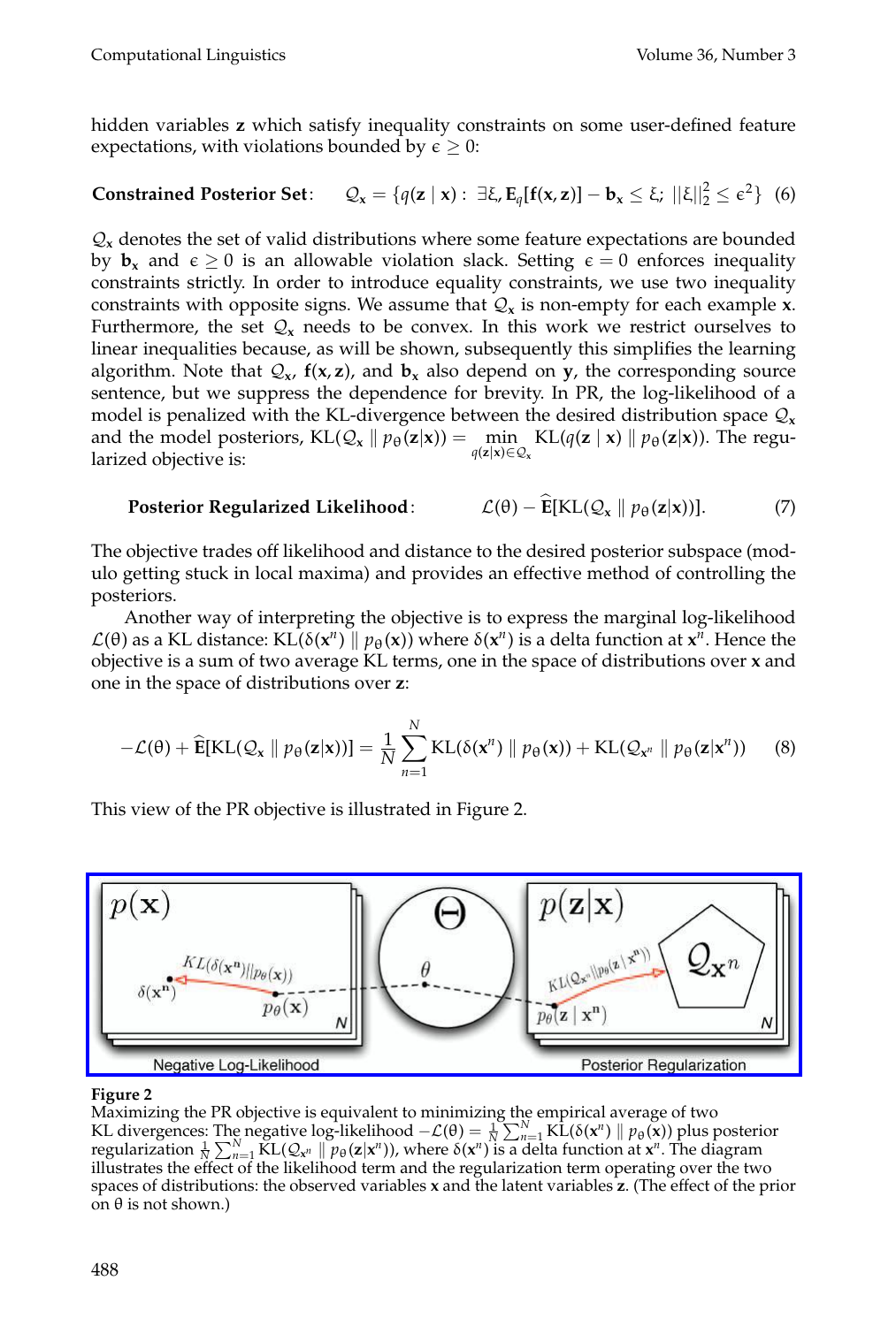hidden variables $\mathbf{z}$ which satisfy inequality constraints on some user-defined feature expectations, with violations bounded by $\epsilon \geq 0$:

$$\textbf{Constrained Posterior Set}: \quad \mathcal{Q}_{\mathbf{x}} = \{q(\mathbf{z} \mid \mathbf{x}) : \exists \xi, \mathbf{E}_q[\mathbf{f}(\mathbf{x}, \mathbf{z})] - \mathbf{b}_{\mathbf{x}} \leq \xi; \ ||\xi||_2^2 \leq \epsilon^2\} \quad (6)$$

$\mathcal{Q}_{\mathbf{x}}$ denotes the set of valid distributions where some feature expectations are bounded by $\mathbf{b}_{\mathbf{x}}$ and $\epsilon \geq 0$ is an allowable violation slack. Setting $\epsilon = 0$ enforces inequality constraints strictly. In order to introduce equality constraints, we use two inequality constraints with opposite signs. We assume that $\mathcal{Q}_{\mathbf{x}}$ is non-empty for each example $\mathbf{x}$. Furthermore, the set $\mathcal{Q}_{\mathbf{x}}$ needs to be convex. In this work we restrict ourselves to linear inequalities because, as will be shown, subsequently this simplifies the learning algorithm. Note that $\mathcal{Q}_{\mathbf{x}}$, $\mathbf{f}(\mathbf{x}, \mathbf{z})$, and $\mathbf{b}_{\mathbf{x}}$ also depend on $\mathbf{y}$, the corresponding source sentence, but we suppress the dependence for brevity. In PR, the log-likelihood of a model is penalized with the KL-divergence between the desired distribution space $\mathcal{Q}_{\mathbf{x}}$ and the model posteriors, $\mathrm{KL}(\mathcal{Q}_{\mathbf{x}} \parallel p_\theta(\mathbf{z}|\mathbf{x})) = \min_{q(\mathbf{z}|\mathbf{x}) \in \mathcal{Q}_{\mathbf{x}}} \mathrm{KL}(q(\mathbf{z} \mid \mathbf{x}) \parallel p_\theta(\mathbf{z}|\mathbf{x}))$. The regularized objective is:

$$\textbf{Posterior Regularized Likelihood}: \qquad \mathcal{L}(\theta) - \widehat{\mathbf{E}}[\mathrm{KL}(\mathcal{Q}_{\mathbf{x}} \parallel p_\theta(\mathbf{z}|\mathbf{x}))]. \qquad (7)$$

The objective trades off likelihood and distance to the desired posterior subspace (modulo getting stuck in local maxima) and provides an effective method of controlling the posteriors.

Another way of interpreting the objective is to express the marginal log-likelihood $\mathcal{L}(\theta)$ as a KL distance: $\mathrm{KL}(\delta(\mathbf{x}^n) \parallel p_\theta(\mathbf{x}))$ where $\delta(\mathbf{x}^n)$ is a delta function at $\mathbf{x}^n$. Hence the objective is a sum of two average KL terms, one in the space of distributions over $\mathbf{x}$ and one in the space of distributions over $\mathbf{z}$:

$$-\mathcal{L}(\theta) + \widehat{\mathbf{E}}[\mathrm{KL}(\mathcal{Q}_{\mathbf{x}} \parallel p_\theta(\mathbf{z}|\mathbf{x}))] = \frac{1}{N} \sum_{n=1}^{N} \mathrm{KL}(\delta(\mathbf{x}^n) \parallel p_\theta(\mathbf{x})) + \mathrm{KL}(\mathcal{Q}_{\mathbf{x}^n} \parallel p_\theta(\mathbf{z}|\mathbf{x}^n)) \qquad (8)$$

This view of the PR objective is illustrated in Figure 2.

**Figure 2**
Maximizing the PR objective is equivalent to minimizing the empirical average of two KL divergences: The negative log-likelihood $-\mathcal{L}(\theta) = \frac{1}{N}\sum_{n=1}^{N} \mathrm{KL}(\delta(\mathbf{x}^n) \parallel p_\theta(\mathbf{x}))$ plus posterior regularization $\frac{1}{N}\sum_{n=1}^{N} \mathrm{KL}(\mathcal{Q}_{\mathbf{x}^n} \parallel p_\theta(\mathbf{z}|\mathbf{x}^n))$, where $\delta(\mathbf{x}^n)$ is a delta function at $\mathbf{x}^n$. The diagram illustrates the effect of the likelihood term and the regularization term operating over the two spaces of distributions: the observed variables $\mathbf{x}$ and the latent variables $\mathbf{z}$. (The effect of the prior on $\theta$ is not shown.)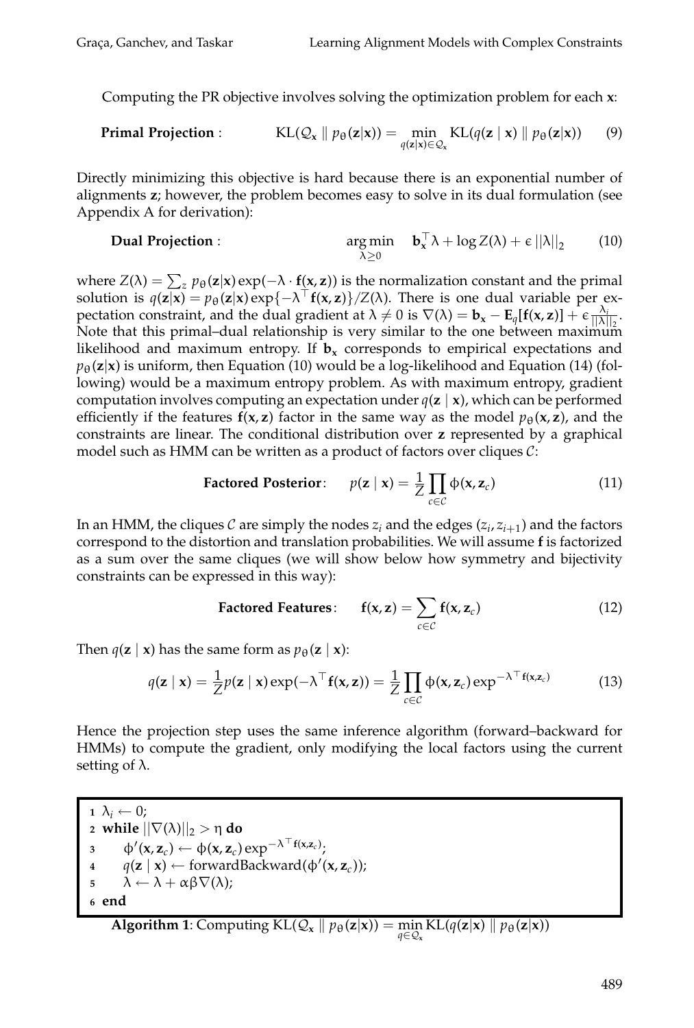Computing the PR objective involves solving the optimization problem for each $\mathbf{x}$:

$$\textbf{Primal Projection}: \qquad \mathrm{KL}(\mathcal{Q}_\mathbf{x} \parallel p_\theta(\mathbf{z}|\mathbf{x})) = \min_{q(\mathbf{z}|\mathbf{x}) \in \mathcal{Q}_\mathbf{x}} \mathrm{KL}(q(\mathbf{z} \mid \mathbf{x}) \parallel p_\theta(\mathbf{z}|\mathbf{x})) \qquad (9)$$

Directly minimizing this objective is hard because there is an exponential number of alignments $\mathbf{z}$; however, the problem becomes easy to solve in its dual formulation (see Appendix A for derivation):

$$\textbf{Dual Projection}: \qquad \arg\min_{\lambda \geq 0} \quad \mathbf{b}_\mathbf{x}^\top \lambda + \log Z(\lambda) + \epsilon \, ||\lambda||_2 \qquad (10)$$

where $Z(\lambda) = \sum_z p_\theta(\mathbf{z}|\mathbf{x}) \exp(-\lambda \cdot \mathbf{f}(\mathbf{x}, \mathbf{z}))$ is the normalization constant and the primal solution is $q(\mathbf{z}|\mathbf{x}) = p_\theta(\mathbf{z}|\mathbf{x}) \exp\{-\lambda^\top \mathbf{f}(\mathbf{x}, \mathbf{z})\}/Z(\lambda)$. There is one dual variable per expectation constraint, and the dual gradient at $\lambda \neq 0$ is $\nabla(\lambda) = \mathbf{b}_\mathbf{x} - \mathbf{E}_q[\mathbf{f}(\mathbf{x}, \mathbf{z})] + \epsilon \frac{\lambda_i}{||\lambda||_2}$. Note that this primal–dual relationship is very similar to the one between maximum likelihood and maximum entropy. If $\mathbf{b}_\mathbf{x}$ corresponds to empirical expectations and $p_\theta(\mathbf{z}|\mathbf{x})$ is uniform, then Equation (10) would be a log-likelihood and Equation (14) (following) would be a maximum entropy problem. As with maximum entropy, gradient computation involves computing an expectation under $q(\mathbf{z} \mid \mathbf{x})$, which can be performed efficiently if the features $\mathbf{f}(\mathbf{x}, \mathbf{z})$ factor in the same way as the model $p_\theta(\mathbf{x}, \mathbf{z})$, and the constraints are linear. The conditional distribution over $\mathbf{z}$ represented by a graphical model such as HMM can be written as a product of factors over cliques $\mathcal{C}$:

$$\textbf{Factored Posterior}: \qquad p(\mathbf{z} \mid \mathbf{x}) = \frac{1}{Z} \prod_{c \in \mathcal{C}} \phi(\mathbf{x}, \mathbf{z}_c) \qquad (11)$$

In an HMM, the cliques $\mathcal{C}$ are simply the nodes $z_i$ and the edges $(z_i, z_{i+1})$ and the factors correspond to the distortion and translation probabilities. We will assume $\mathbf{f}$ is factorized as a sum over the same cliques (we will show below how symmetry and bijectivity constraints can be expressed in this way):

$$\textbf{Factored Features}: \qquad \mathbf{f}(\mathbf{x}, \mathbf{z}) = \sum_{c \in \mathcal{C}} \mathbf{f}(\mathbf{x}, \mathbf{z}_c) \qquad (12)$$

Then $q(\mathbf{z} \mid \mathbf{x})$ has the same form as $p_\theta(\mathbf{z} \mid \mathbf{x})$:

$$q(\mathbf{z} \mid \mathbf{x}) = \frac{1}{Z} p(\mathbf{z} \mid \mathbf{x}) \exp(-\lambda^\top \mathbf{f}(\mathbf{x}, \mathbf{z})) = \frac{1}{Z} \prod_{c \in \mathcal{C}} \phi(\mathbf{x}, \mathbf{z}_c) \exp^{-\lambda^\top \mathbf{f}(\mathbf{x}, \mathbf{z}_c)} \qquad (13)$$

Hence the projection step uses the same inference algorithm (forward–backward for HMMs) to compute the gradient, only modifying the local factors using the current setting of $\lambda$.

```
1  λ_i ← 0;
2  while ||∇(λ)||_2 > η do
3      φ'(x, z_c) ← φ(x, z_c) exp^{-λ^T f(x, z_c)};
4      q(z | x) ← forwardBackward(φ'(x, z_c));
5      λ ← λ + αβ∇(λ);
6  end
```

**Algorithm 1**: Computing $\mathrm{KL}(\mathcal{Q}_\mathbf{x} \parallel p_\theta(\mathbf{z}|\mathbf{x})) = \min_{q \in \mathcal{Q}_\mathbf{x}} \mathrm{KL}(q(\mathbf{z}|\mathbf{x}) \parallel p_\theta(\mathbf{z}|\mathbf{x}))$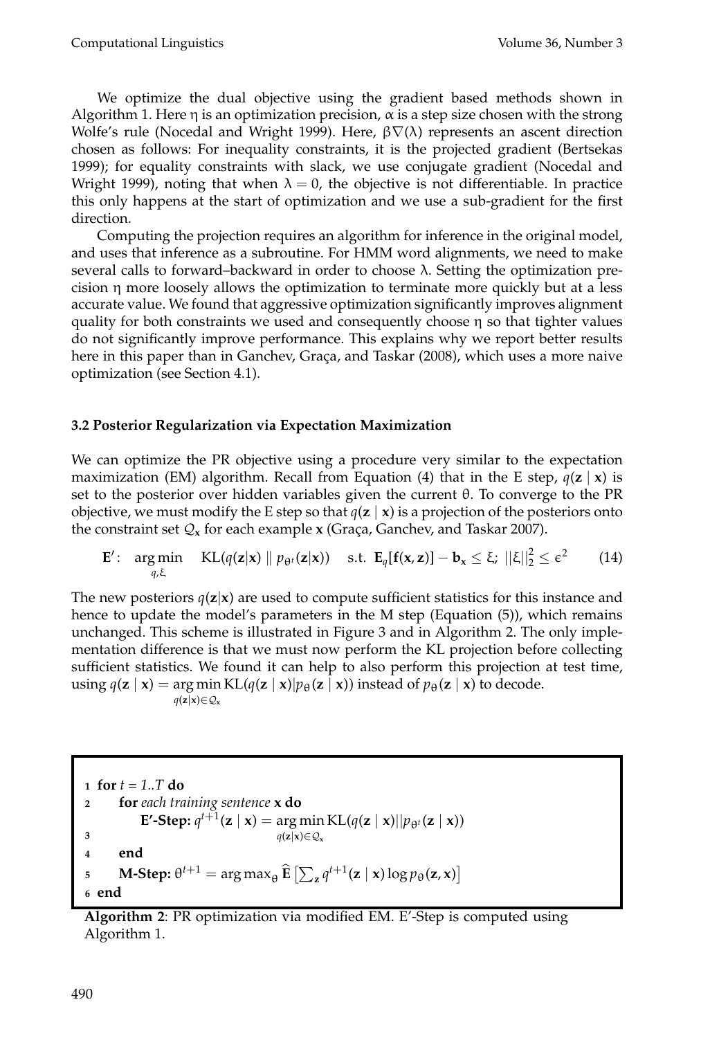We optimize the dual objective using the gradient based methods shown in Algorithm 1. Here $\eta$ is an optimization precision, $\alpha$ is a step size chosen with the strong Wolfe's rule (Nocedal and Wright 1999). Here, $\beta\nabla(\lambda)$ represents an ascent direction chosen as follows: For inequality constraints, it is the projected gradient (Bertsekas 1999); for equality constraints with slack, we use conjugate gradient (Nocedal and Wright 1999), noting that when $\lambda = 0$, the objective is not differentiable. In practice this only happens at the start of optimization and we use a sub-gradient for the first direction.

Computing the projection requires an algorithm for inference in the original model, and uses that inference as a subroutine. For HMM word alignments, we need to make several calls to forward–backward in order to choose $\lambda$. Setting the optimization precision $\eta$ more loosely allows the optimization to terminate more quickly but at a less accurate value. We found that aggressive optimization significantly improves alignment quality for both constraints we used and consequently choose $\eta$ so that tighter values do not significantly improve performance. This explains why we report better results here in this paper than in Ganchev, Graça, and Taskar (2008), which uses a more naive optimization (see Section 4.1).

### 3.2 Posterior Regularization via Expectation Maximization

We can optimize the PR objective using a procedure very similar to the expectation maximization (EM) algorithm. Recall from Equation (4) that in the E step, $q(\mathbf{z} \mid \mathbf{x})$ is set to the posterior over hidden variables given the current $\theta$. To converge to the PR objective, we must modify the E step so that $q(\mathbf{z} \mid \mathbf{x})$ is a projection of the posteriors onto the constraint set $\mathcal{Q}_{\mathbf{x}}$ for each example $\mathbf{x}$ (Graça, Ganchev, and Taskar 2007).

$$\mathbf{E}': \quad \arg\min_{q,\xi} \quad \mathrm{KL}(q(\mathbf{z}|\mathbf{x}) \parallel p_{\theta^t}(\mathbf{z}|\mathbf{x})) \quad \text{s.t. } \mathbf{E}_q[\mathbf{f}(\mathbf{x},\mathbf{z})] - \mathbf{b}_{\mathbf{x}} \leq \xi; \; ||\xi||_2^2 \leq \epsilon^2 \tag{14}$$

The new posteriors $q(\mathbf{z}|\mathbf{x})$ are used to compute sufficient statistics for this instance and hence to update the model's parameters in the M step (Equation (5)), which remains unchanged. This scheme is illustrated in Figure 3 and in Algorithm 2. The only implementation difference is that we must now perform the KL projection before collecting sufficient statistics. We found it can help to also perform this projection at test time, using $q(\mathbf{z} \mid \mathbf{x}) = \arg\min_{q(\mathbf{z}|\mathbf{x}) \in \mathcal{Q}_{\mathbf{x}}} \mathrm{KL}(q(\mathbf{z} \mid \mathbf{x}) | p_\theta(\mathbf{z} \mid \mathbf{x}))$ instead of $p_\theta(\mathbf{z} \mid \mathbf{x})$ to decode.

```
1 for t = 1..T do
2     for each training sentence x do
3         E'-Step: q^{t+1}(z | x) = argmin_{q(z|x) ∈ Q_x} KL(q(z | x)||p_{θ^t}(z | x))
4     end
5     M-Step: θ^{t+1} = argmax_θ Ê[ Σ_z q^{t+1}(z | x) log p_θ(z, x) ]
6 end
```

**Algorithm 2**: PR optimization via modified EM. E′-Step is computed using Algorithm 1.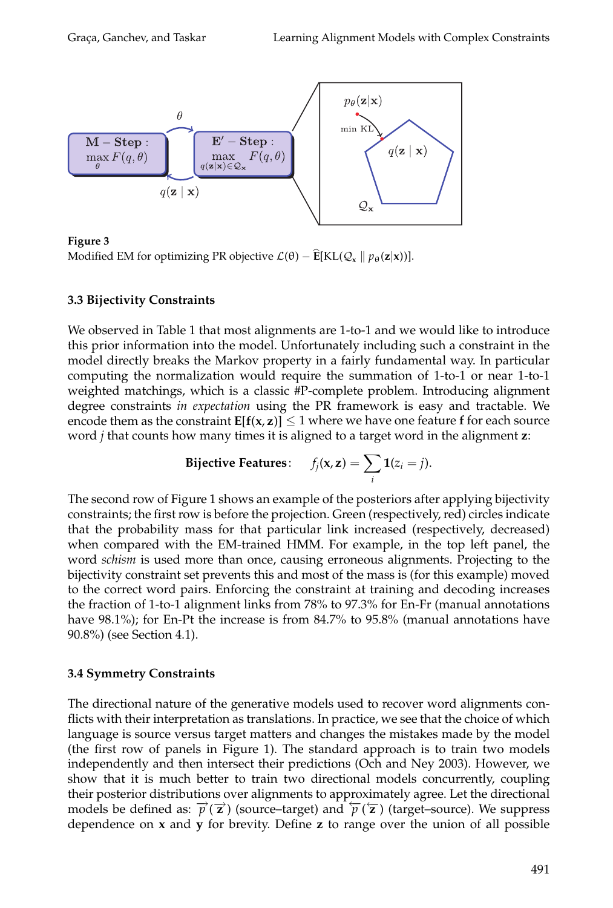**Figure 3**
Modified EM for optimizing PR objective $\mathcal{L}(\theta) - \widehat{\mathbf{E}}[\mathrm{KL}(\mathcal{Q}_{\mathbf{x}} \parallel p_\theta(\mathbf{z}|\mathbf{x}))]$.

### 3.3 Bijectivity Constraints

We observed in Table 1 that most alignments are 1-to-1 and we would like to introduce this prior information into the model. Unfortunately including such a constraint in the model directly breaks the Markov property in a fairly fundamental way. In particular computing the normalization would require the summation of 1-to-1 or near 1-to-1 weighted matchings, which is a classic #P-complete problem. Introducing alignment degree constraints *in expectation* using the PR framework is easy and tractable. We encode them as the constraint $\mathbf{E}[\mathbf{f}(\mathbf{x}, \mathbf{z})] \leq 1$ where we have one feature $\mathbf{f}$ for each source word $j$ that counts how many times it is aligned to a target word in the alignment $\mathbf{z}$:

$$\textbf{Bijective Features}: \quad f_j(\mathbf{x}, \mathbf{z}) = \sum_i \mathbf{1}(z_i = j).$$

The second row of Figure 1 shows an example of the posteriors after applying bijectivity constraints; the first row is before the projection. Green (respectively, red) circles indicate that the probability mass for that particular link increased (respectively, decreased) when compared with the EM-trained HMM. For example, in the top left panel, the word *schism* is used more than once, causing erroneous alignments. Projecting to the bijectivity constraint set prevents this and most of the mass is (for this example) moved to the correct word pairs. Enforcing the constraint at training and decoding increases the fraction of 1-to-1 alignment links from 78% to 97.3% for En-Fr (manual annotations have 98.1%); for En-Pt the increase is from 84.7% to 95.8% (manual annotations have 90.8%) (see Section 4.1).

### 3.4 Symmetry Constraints

The directional nature of the generative models used to recover word alignments conflicts with their interpretation as translations. In practice, we see that the choice of which language is source versus target matters and changes the mistakes made by the model (the first row of panels in Figure 1). The standard approach is to train two models independently and then intersect their predictions (Och and Ney 2003). However, we show that it is much better to train two directional models concurrently, coupling their posterior distributions over alignments to approximately agree. Let the directional models be defined as: $\overrightarrow{p}(\overrightarrow{\mathbf{z}})$ (source–target) and $\overleftarrow{p}(\overleftarrow{\mathbf{z}})$ (target–source). We suppress dependence on $\mathbf{x}$ and $\mathbf{y}$ for brevity. Define $\mathbf{z}$ to range over the union of all possible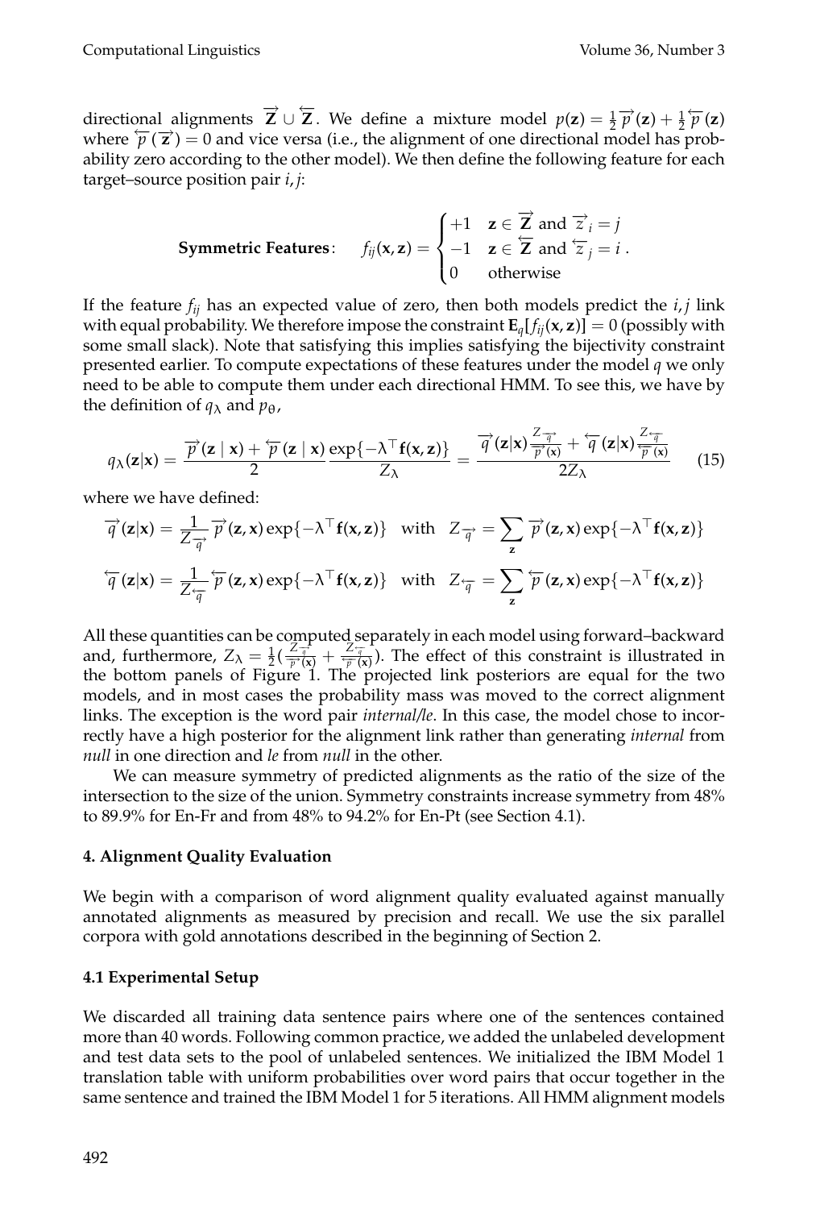directional alignments $\overrightarrow{\mathbf{Z}} \cup \overleftarrow{\mathbf{Z}}$. We define a mixture model $p(\mathbf{z}) = \frac{1}{2}\overrightarrow{p}(\mathbf{z}) + \frac{1}{2}\overleftarrow{p}(\mathbf{z})$ where $\overleftarrow{p}(\overrightarrow{\mathbf{z}}) = 0$ and vice versa (i.e., the alignment of one directional model has probability zero according to the other model). We then define the following feature for each target–source position pair $i, j$:

$$\textbf{Symmetric Features:} \quad f_{ij}(\mathbf{x}, \mathbf{z}) = \begin{cases} +1 & \mathbf{z} \in \overrightarrow{\mathbf{Z}} \text{ and } \overrightarrow{z}_i = j \\ -1 & \mathbf{z} \in \overleftarrow{\mathbf{Z}} \text{ and } \overleftarrow{z}_j = i \\ 0 & \text{otherwise} \end{cases} .$$

If the feature $f_{ij}$ has an expected value of zero, then both models predict the $i, j$ link with equal probability. We therefore impose the constraint $\mathbf{E}_q[f_{ij}(\mathbf{x}, \mathbf{z})] = 0$ (possibly with some small slack). Note that satisfying this implies satisfying the bijectivity constraint presented earlier. To compute expectations of these features under the model $q$ we only need to be able to compute them under each directional HMM. To see this, we have by the definition of $q_\lambda$ and $p_\theta$,

$$q_\lambda(\mathbf{z}|\mathbf{x}) = \frac{\overrightarrow{p}(\mathbf{z} \mid \mathbf{x}) + \overleftarrow{p}(\mathbf{z} \mid \mathbf{x})}{2} \frac{\exp\{-\lambda^\top \mathbf{f}(\mathbf{x}, \mathbf{z})\}}{Z_\lambda} = \frac{\overrightarrow{q}(\mathbf{z}|\mathbf{x}) \frac{Z_{\overrightarrow{q}}}{\overrightarrow{p}(\mathbf{x})} + \overleftarrow{q}(\mathbf{z}|\mathbf{x}) \frac{Z_{\overleftarrow{q}}}{\overleftarrow{p}(\mathbf{x})}}{2Z_\lambda} \tag{15}$$

where we have defined:

$$\overrightarrow{q}(\mathbf{z}|\mathbf{x}) = \frac{1}{Z_{\overrightarrow{q}}} \overrightarrow{p}(\mathbf{z}, \mathbf{x}) \exp\{-\lambda^\top \mathbf{f}(\mathbf{x}, \mathbf{z})\} \quad \text{with} \quad Z_{\overrightarrow{q}} = \sum_{\mathbf{z}} \overrightarrow{p}(\mathbf{z}, \mathbf{x}) \exp\{-\lambda^\top \mathbf{f}(\mathbf{x}, \mathbf{z})\}$$

$$\overleftarrow{q}(\mathbf{z}|\mathbf{x}) = \frac{1}{Z_{\overleftarrow{q}}} \overleftarrow{p}(\mathbf{z}, \mathbf{x}) \exp\{-\lambda^\top \mathbf{f}(\mathbf{x}, \mathbf{z})\} \quad \text{with} \quad Z_{\overleftarrow{q}} = \sum_{\mathbf{z}} \overleftarrow{p}(\mathbf{z}, \mathbf{x}) \exp\{-\lambda^\top \mathbf{f}(\mathbf{x}, \mathbf{z})\}$$

All these quantities can be computed separately in each model using forward–backward and, furthermore, $Z_\lambda = \frac{1}{2}\left(\frac{Z_{\overrightarrow{q}}}{\overrightarrow{p}(\mathbf{x})} + \frac{Z_{\overleftarrow{q}}}{\overleftarrow{p}(\mathbf{x})}\right)$. The effect of this constraint is illustrated in the bottom panels of Figure 1. The projected link posteriors are equal for the two models, and in most cases the probability mass was moved to the correct alignment links. The exception is the word pair *internal/le*. In this case, the model chose to incorrectly have a high posterior for the alignment link rather than generating *internal* from *null* in one direction and *le* from *null* in the other.

We can measure symmetry of predicted alignments as the ratio of the size of the intersection to the size of the union. Symmetry constraints increase symmetry from 48% to 89.9% for En-Fr and from 48% to 94.2% for En-Pt (see Section 4.1).

## 4. Alignment Quality Evaluation

We begin with a comparison of word alignment quality evaluated against manually annotated alignments as measured by precision and recall. We use the six parallel corpora with gold annotations described in the beginning of Section 2.

### 4.1 Experimental Setup

We discarded all training data sentence pairs where one of the sentences contained more than 40 words. Following common practice, we added the unlabeled development and test data sets to the pool of unlabeled sentences. We initialized the IBM Model 1 translation table with uniform probabilities over word pairs that occur together in the same sentence and trained the IBM Model 1 for 5 iterations. All HMM alignment models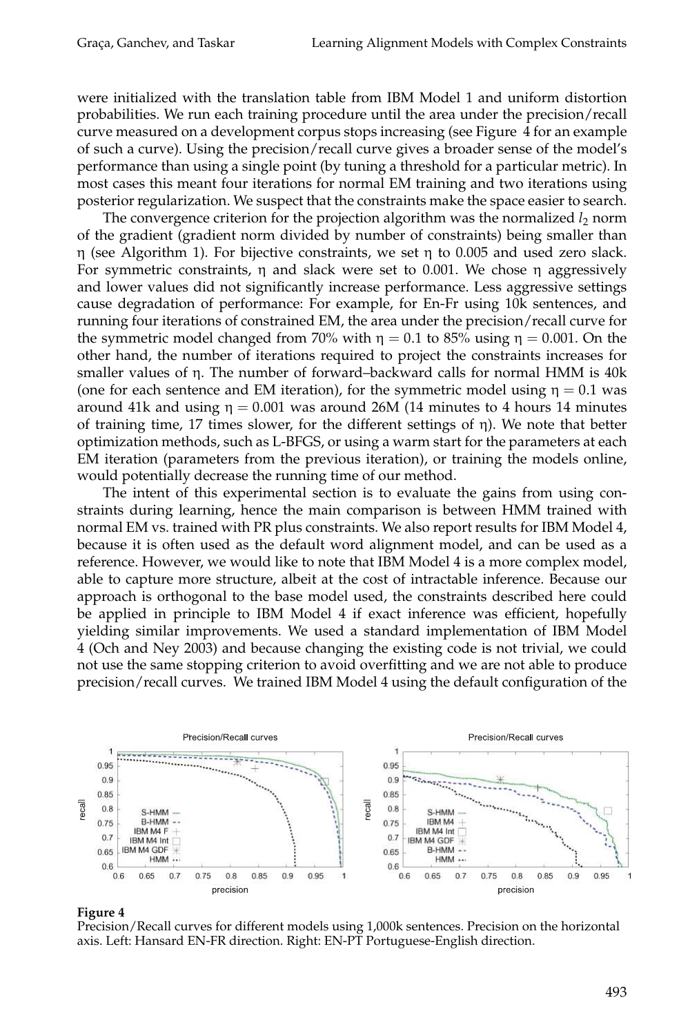were initialized with the translation table from IBM Model 1 and uniform distortion probabilities. We run each training procedure until the area under the precision/recall curve measured on a development corpus stops increasing (see Figure 4 for an example of such a curve). Using the precision/recall curve gives a broader sense of the model's performance than using a single point (by tuning a threshold for a particular metric). In most cases this meant four iterations for normal EM training and two iterations using posterior regularization. We suspect that the constraints make the space easier to search.

The convergence criterion for the projection algorithm was the normalized $l_2$ norm of the gradient (gradient norm divided by number of constraints) being smaller than $\eta$ (see Algorithm 1). For bijective constraints, we set $\eta$ to 0.005 and used zero slack. For symmetric constraints, $\eta$ and slack were set to 0.001. We chose $\eta$ aggressively and lower values did not significantly increase performance. Less aggressive settings cause degradation of performance: For example, for En-Fr using 10k sentences, and running four iterations of constrained EM, the area under the precision/recall curve for the symmetric model changed from 70% with $\eta = 0.1$ to 85% using $\eta = 0.001$. On the other hand, the number of iterations required to project the constraints increases for smaller values of $\eta$. The number of forward–backward calls for normal HMM is 40k (one for each sentence and EM iteration), for the symmetric model using $\eta = 0.1$ was around 41k and using $\eta = 0.001$ was around 26M (14 minutes to 4 hours 14 minutes of training time, 17 times slower, for the different settings of $\eta$). We note that better optimization methods, such as L-BFGS, or using a warm start for the parameters at each EM iteration (parameters from the previous iteration), or training the models online, would potentially decrease the running time of our method.

The intent of this experimental section is to evaluate the gains from using constraints during learning, hence the main comparison is between HMM trained with normal EM vs. trained with PR plus constraints. We also report results for IBM Model 4, because it is often used as the default word alignment model, and can be used as a reference. However, we would like to note that IBM Model 4 is a more complex model, able to capture more structure, albeit at the cost of intractable inference. Because our approach is orthogonal to the base model used, the constraints described here could be applied in principle to IBM Model 4 if exact inference was efficient, hopefully yielding similar improvements. We used a standard implementation of IBM Model 4 (Och and Ney 2003) and because changing the existing code is not trivial, we could not use the same stopping criterion to avoid overfitting and we are not able to produce precision/recall curves. We trained IBM Model 4 using the default configuration of the

**Figure 4**
Precision/Recall curves for different models using 1,000k sentences. Precision on the horizontal axis. Left: Hansard EN-FR direction. Right: EN-PT Portuguese-English direction.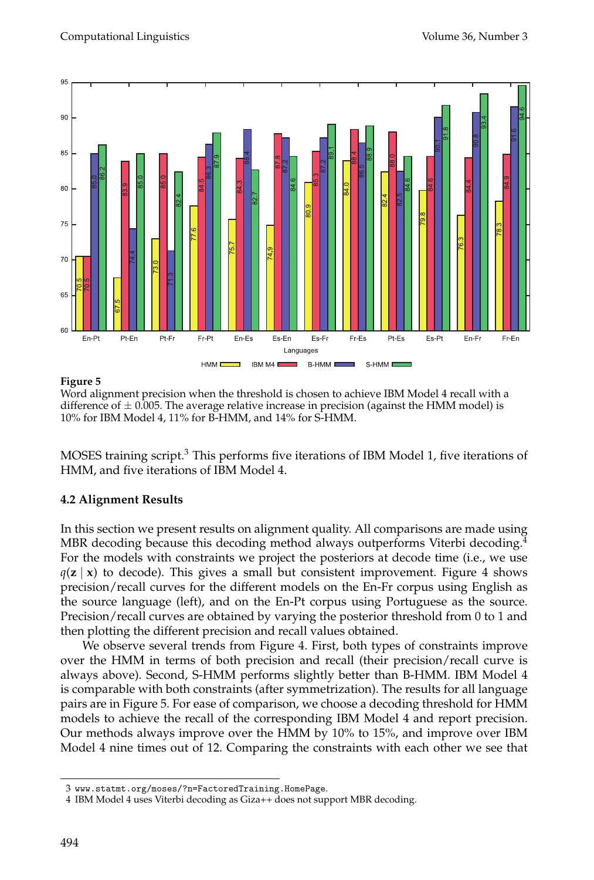**Figure 5**
Word alignment precision when the threshold is chosen to achieve IBM Model 4 recall with a difference of ± 0.005. The average relative increase in precision (against the HMM model) is 10% for IBM Model 4, 11% for B-HMM, and 14% for S-HMM.

MOSES training script.[3] This performs five iterations of IBM Model 1, five iterations of HMM, and five iterations of IBM Model 4.

### 4.2 Alignment Results

In this section we present results on alignment quality. All comparisons are made using MBR decoding because this decoding method always outperforms Viterbi decoding.[4] For the models with constraints we project the posteriors at decode time (i.e., we use $q(\mathbf{z} \mid \mathbf{x})$ to decode). This gives a small but consistent improvement. Figure 4 shows precision/recall curves for the different models on the En-Fr corpus using English as the source language (left), and on the En-Pt corpus using Portuguese as the source. Precision/recall curves are obtained by varying the posterior threshold from 0 to 1 and then plotting the different precision and recall values obtained.

We observe several trends from Figure 4. First, both types of constraints improve over the HMM in terms of both precision and recall (their precision/recall curve is always above). Second, S-HMM performs slightly better than B-HMM. IBM Model 4 is comparable with both constraints (after symmetrization). The results for all language pairs are in Figure 5. For ease of comparison, we choose a decoding threshold for HMM models to achieve the recall of the corresponding IBM Model 4 and report precision. Our methods always improve over the HMM by 10% to 15%, and improve over IBM Model 4 nine times out of 12. Comparing the constraints with each other we see that

3 www.statmt.org/moses/?n=FactoredTraining.HomePage.

4 IBM Model 4 uses Viterbi decoding as Giza++ does not support MBR decoding.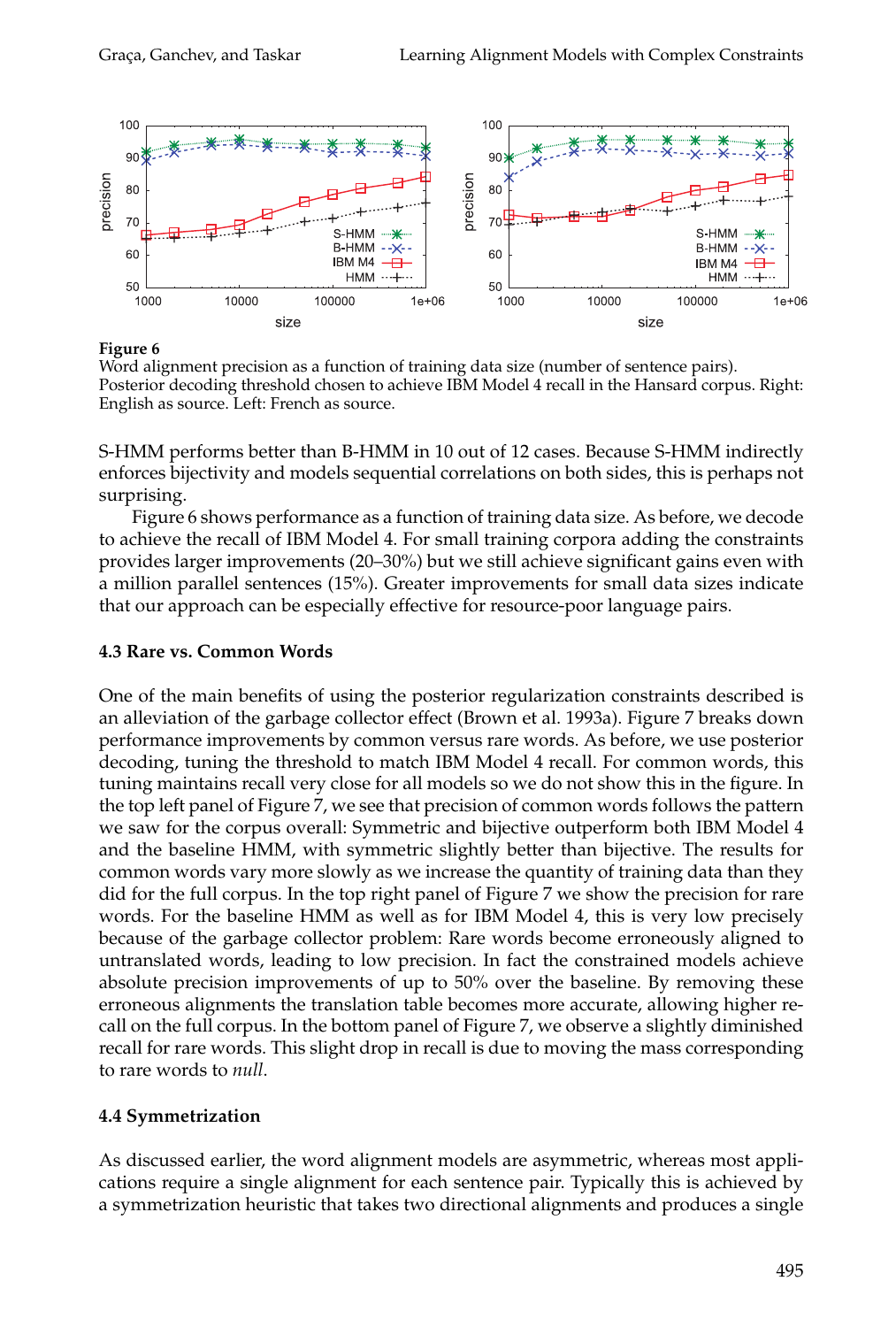**Figure 6**
Word alignment precision as a function of training data size (number of sentence pairs). Posterior decoding threshold chosen to achieve IBM Model 4 recall in the Hansard corpus. Right: English as source. Left: French as source.

S-HMM performs better than B-HMM in 10 out of 12 cases. Because S-HMM indirectly enforces bijectivity and models sequential correlations on both sides, this is perhaps not surprising.

Figure 6 shows performance as a function of training data size. As before, we decode to achieve the recall of IBM Model 4. For small training corpora adding the constraints provides larger improvements (20–30%) but we still achieve significant gains even with a million parallel sentences (15%). Greater improvements for small data sizes indicate that our approach can be especially effective for resource-poor language pairs.

### 4.3 Rare vs. Common Words

One of the main benefits of using the posterior regularization constraints described is an alleviation of the garbage collector effect (Brown et al. 1993a). Figure 7 breaks down performance improvements by common versus rare words. As before, we use posterior decoding, tuning the threshold to match IBM Model 4 recall. For common words, this tuning maintains recall very close for all models so we do not show this in the figure. In the top left panel of Figure 7, we see that precision of common words follows the pattern we saw for the corpus overall: Symmetric and bijective outperform both IBM Model 4 and the baseline HMM, with symmetric slightly better than bijective. The results for common words vary more slowly as we increase the quantity of training data than they did for the full corpus. In the top right panel of Figure 7 we show the precision for rare words. For the baseline HMM as well as for IBM Model 4, this is very low precisely because of the garbage collector problem: Rare words become erroneously aligned to untranslated words, leading to low precision. In fact the constrained models achieve absolute precision improvements of up to 50% over the baseline. By removing these erroneous alignments the translation table becomes more accurate, allowing higher recall on the full corpus. In the bottom panel of Figure 7, we observe a slightly diminished recall for rare words. This slight drop in recall is due to moving the mass corresponding to rare words to *null*.

### 4.4 Symmetrization

As discussed earlier, the word alignment models are asymmetric, whereas most applications require a single alignment for each sentence pair. Typically this is achieved by a symmetrization heuristic that takes two directional alignments and produces a single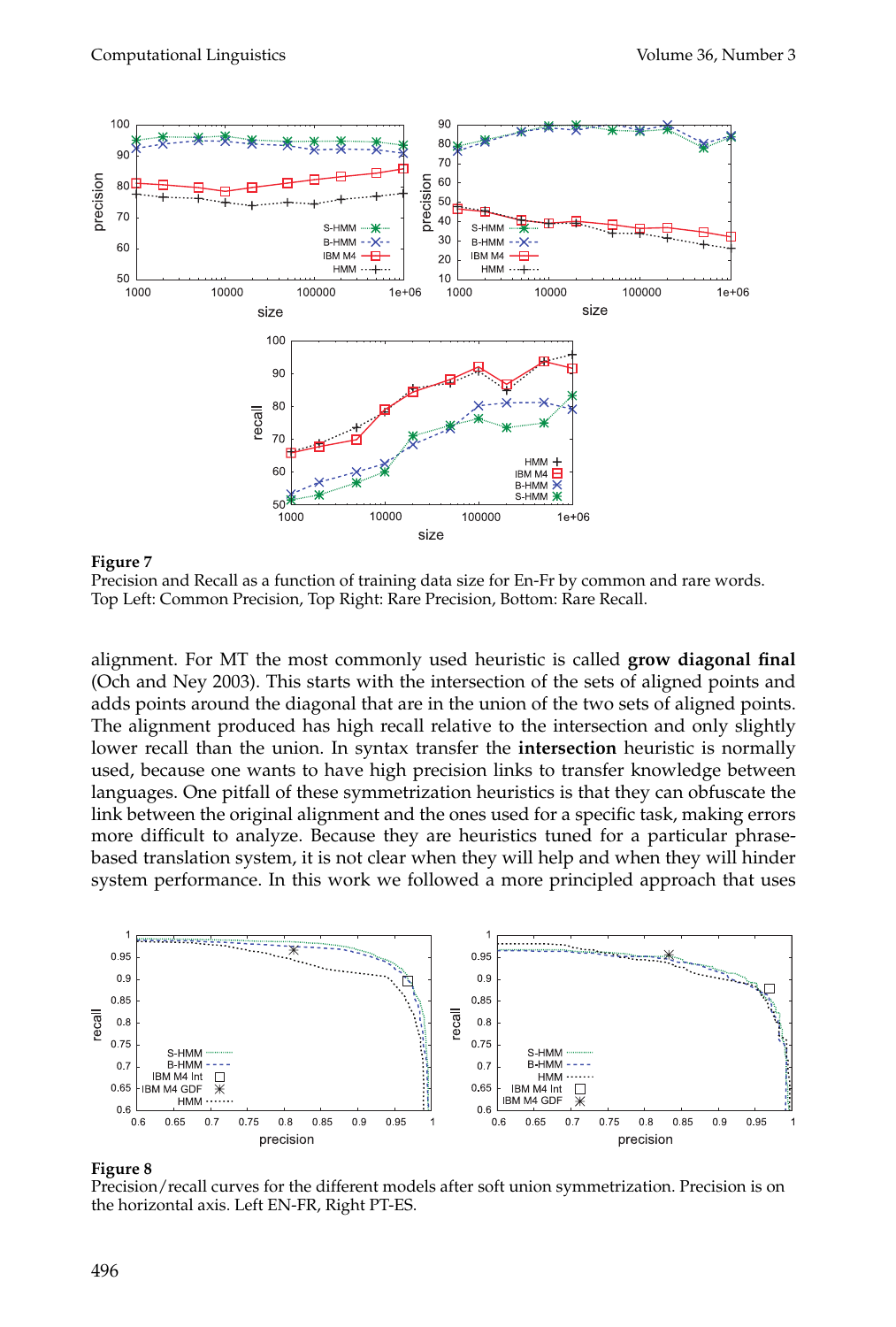**Figure 7**
Precision and Recall as a function of training data size for En-Fr by common and rare words. Top Left: Common Precision, Top Right: Rare Precision, Bottom: Rare Recall.

alignment. For MT the most commonly used heuristic is called **grow diagonal final** (Och and Ney 2003). This starts with the intersection of the sets of aligned points and adds points around the diagonal that are in the union of the two sets of aligned points. The alignment produced has high recall relative to the intersection and only slightly lower recall than the union. In syntax transfer the **intersection** heuristic is normally used, because one wants to have high precision links to transfer knowledge between languages. One pitfall of these symmetrization heuristics is that they can obfuscate the link between the original alignment and the ones used for a specific task, making errors more difficult to analyze. Because they are heuristics tuned for a particular phrase-based translation system, it is not clear when they will help and when they will hinder system performance. In this work we followed a more principled approach that uses

**Figure 8**
Precision/recall curves for the different models after soft union symmetrization. Precision is on the horizontal axis. Left EN-FR, Right PT-ES.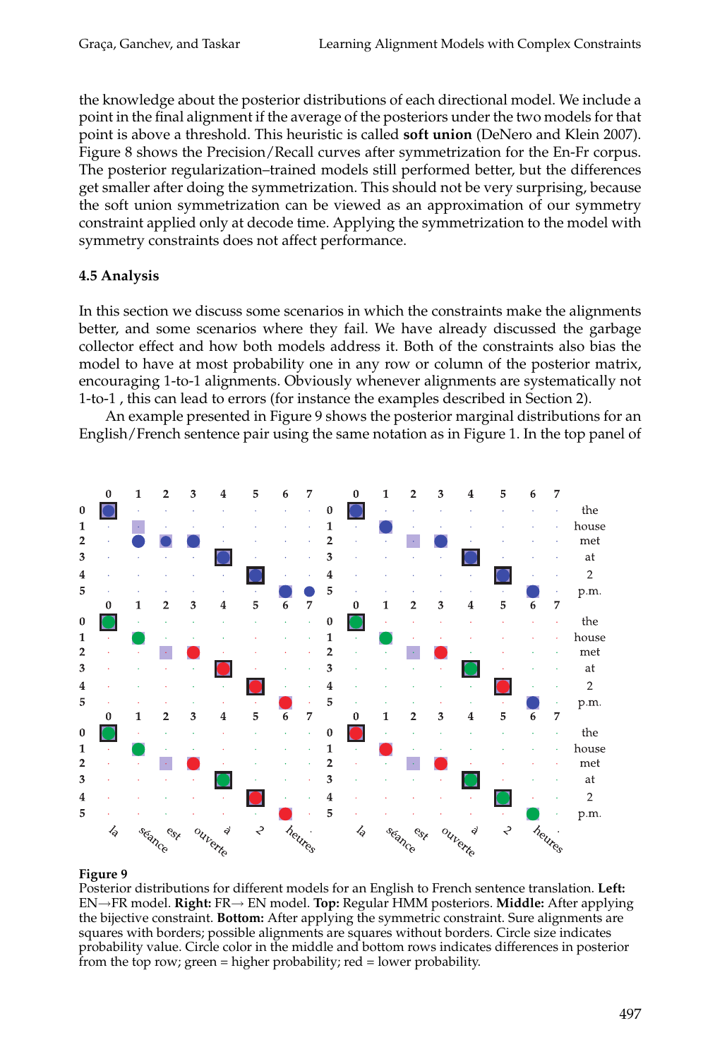the knowledge about the posterior distributions of each directional model. We include a point in the final alignment if the average of the posteriors under the two models for that point is above a threshold. This heuristic is called **soft union** (DeNero and Klein 2007). Figure 8 shows the Precision/Recall curves after symmetrization for the En-Fr corpus. The posterior regularization–trained models still performed better, but the differences get smaller after doing the symmetrization. This should not be very surprising, because the soft union symmetrization can be viewed as an approximation of our symmetry constraint applied only at decode time. Applying the symmetrization to the model with symmetry constraints does not affect performance.

### 4.5 Analysis

In this section we discuss some scenarios in which the constraints make the alignments better, and some scenarios where they fail. We have already discussed the garbage collector effect and how both models address it. Both of the constraints also bias the model to have at most probability one in any row or column of the posterior matrix, encouraging 1-to-1 alignments. Obviously whenever alignments are systematically not 1-to-1 , this can lead to errors (for instance the examples described in Section 2).

An example presented in Figure 9 shows the posterior marginal distributions for an English/French sentence pair using the same notation as in Figure 1. In the top panel of

**Figure 9**
Posterior distributions for different models for an English to French sentence translation. **Left:** EN→FR model. **Right:** FR→ EN model. **Top:** Regular HMM posteriors. **Middle:** After applying the bijective constraint. **Bottom:** After applying the symmetric constraint. Sure alignments are squares with borders; possible alignments are squares without borders. Circle size indicates probability value. Circle color in the middle and bottom rows indicates differences in posterior from the top row; green = higher probability; red = lower probability.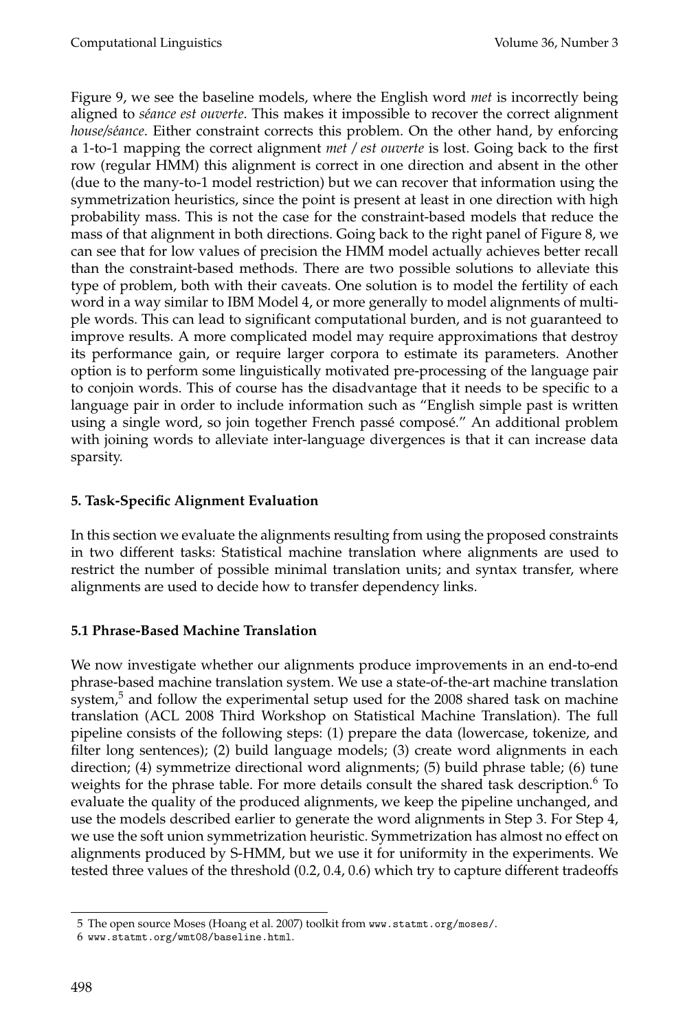Figure 9, we see the baseline models, where the English word *met* is incorrectly being aligned to *séance est ouverte*. This makes it impossible to recover the correct alignment *house/séance*. Either constraint corrects this problem. On the other hand, by enforcing a 1-to-1 mapping the correct alignment *met / est ouverte* is lost. Going back to the first row (regular HMM) this alignment is correct in one direction and absent in the other (due to the many-to-1 model restriction) but we can recover that information using the symmetrization heuristics, since the point is present at least in one direction with high probability mass. This is not the case for the constraint-based models that reduce the mass of that alignment in both directions. Going back to the right panel of Figure 8, we can see that for low values of precision the HMM model actually achieves better recall than the constraint-based methods. There are two possible solutions to alleviate this type of problem, both with their caveats. One solution is to model the fertility of each word in a way similar to IBM Model 4, or more generally to model alignments of multiple words. This can lead to significant computational burden, and is not guaranteed to improve results. A more complicated model may require approximations that destroy its performance gain, or require larger corpora to estimate its parameters. Another option is to perform some linguistically motivated pre-processing of the language pair to conjoin words. This of course has the disadvantage that it needs to be specific to a language pair in order to include information such as "English simple past is written using a single word, so join together French passé composé." An additional problem with joining words to alleviate inter-language divergences is that it can increase data sparsity.

## 5. Task-Specific Alignment Evaluation

In this section we evaluate the alignments resulting from using the proposed constraints in two different tasks: Statistical machine translation where alignments are used to restrict the number of possible minimal translation units; and syntax transfer, where alignments are used to decide how to transfer dependency links.

### 5.1 Phrase-Based Machine Translation

We now investigate whether our alignments produce improvements in an end-to-end phrase-based machine translation system. We use a state-of-the-art machine translation system,[5] and follow the experimental setup used for the 2008 shared task on machine translation (ACL 2008 Third Workshop on Statistical Machine Translation). The full pipeline consists of the following steps: (1) prepare the data (lowercase, tokenize, and filter long sentences); (2) build language models; (3) create word alignments in each direction; (4) symmetrize directional word alignments; (5) build phrase table; (6) tune weights for the phrase table. For more details consult the shared task description.[6] To evaluate the quality of the produced alignments, we keep the pipeline unchanged, and use the models described earlier to generate the word alignments in Step 3. For Step 4, we use the soft union symmetrization heuristic. Symmetrization has almost no effect on alignments produced by S-HMM, but we use it for uniformity in the experiments. We tested three values of the threshold (0.2, 0.4, 0.6) which try to capture different tradeoffs

---

5 The open source Moses (Hoang et al. 2007) toolkit from www.statmt.org/moses/.

6 www.statmt.org/wmt08/baseline.html.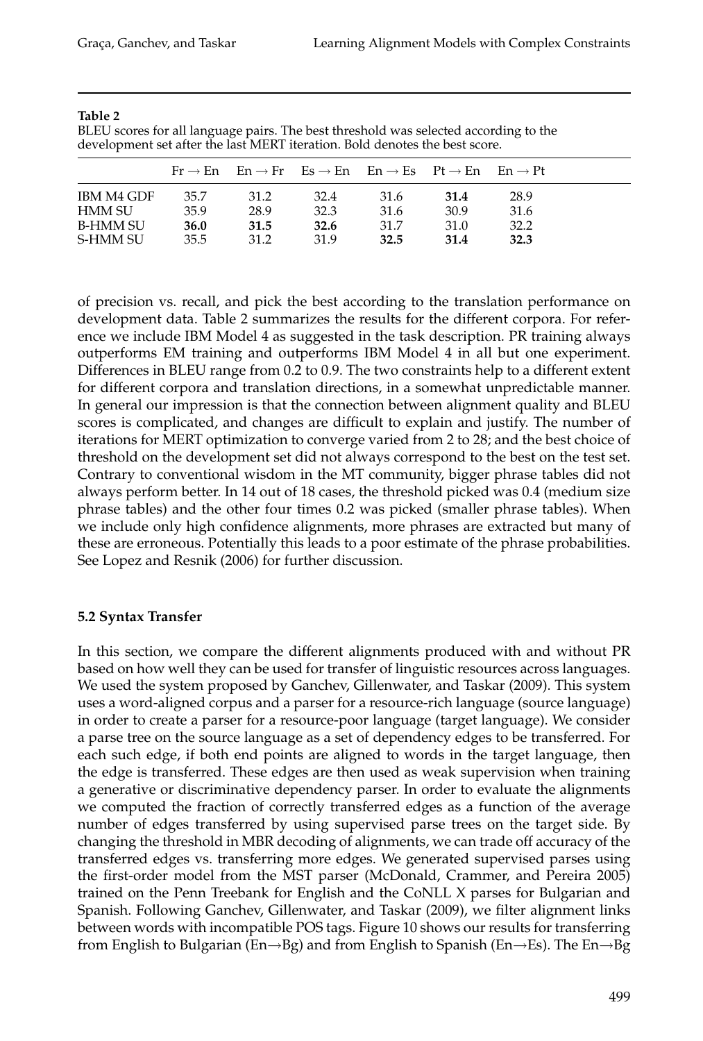**Table 2**
BLEU scores for all language pairs. The best threshold was selected according to the development set after the last MERT iteration. Bold denotes the best score.

| | Fr → En | En → Fr | Es → En | En → Es | Pt → En | En → Pt |
|---|---|---|---|---|---|---|
| IBM M4 GDF | 35.7 | 31.2 | 32.4 | 31.6 | **31.4** | 28.9 |
| HMM SU | 35.9 | 28.9 | 32.3 | 31.6 | 30.9 | 31.6 |
| B-HMM SU | **36.0** | **31.5** | **32.6** | 31.7 | 31.0 | 32.2 |
| S-HMM SU | 35.5 | 31.2 | 31.9 | **32.5** | **31.4** | **32.3** |

of precision vs. recall, and pick the best according to the translation performance on development data. Table 2 summarizes the results for the different corpora. For reference we include IBM Model 4 as suggested in the task description. PR training always outperforms EM training and outperforms IBM Model 4 in all but one experiment. Differences in BLEU range from 0.2 to 0.9. The two constraints help to a different extent for different corpora and translation directions, in a somewhat unpredictable manner. In general our impression is that the connection between alignment quality and BLEU scores is complicated, and changes are difficult to explain and justify. The number of iterations for MERT optimization to converge varied from 2 to 28; and the best choice of threshold on the development set did not always correspond to the best on the test set. Contrary to conventional wisdom in the MT community, bigger phrase tables did not always perform better. In 14 out of 18 cases, the threshold picked was 0.4 (medium size phrase tables) and the other four times 0.2 was picked (smaller phrase tables). When we include only high confidence alignments, more phrases are extracted but many of these are erroneous. Potentially this leads to a poor estimate of the phrase probabilities. See Lopez and Resnik (2006) for further discussion.

### 5.2 Syntax Transfer

In this section, we compare the different alignments produced with and without PR based on how well they can be used for transfer of linguistic resources across languages. We used the system proposed by Ganchev, Gillenwater, and Taskar (2009). This system uses a word-aligned corpus and a parser for a resource-rich language (source language) in order to create a parser for a resource-poor language (target language). We consider a parse tree on the source language as a set of dependency edges to be transferred. For each such edge, if both end points are aligned to words in the target language, then the edge is transferred. These edges are then used as weak supervision when training a generative or discriminative dependency parser. In order to evaluate the alignments we computed the fraction of correctly transferred edges as a function of the average number of edges transferred by using supervised parse trees on the target side. By changing the threshold in MBR decoding of alignments, we can trade off accuracy of the transferred edges vs. transferring more edges. We generated supervised parses using the first-order model from the MST parser (McDonald, Crammer, and Pereira 2005) trained on the Penn Treebank for English and the CoNLL X parses for Bulgarian and Spanish. Following Ganchev, Gillenwater, and Taskar (2009), we filter alignment links between words with incompatible POS tags. Figure 10 shows our results for transferring from English to Bulgarian (En→Bg) and from English to Spanish (En→Es). The En→Bg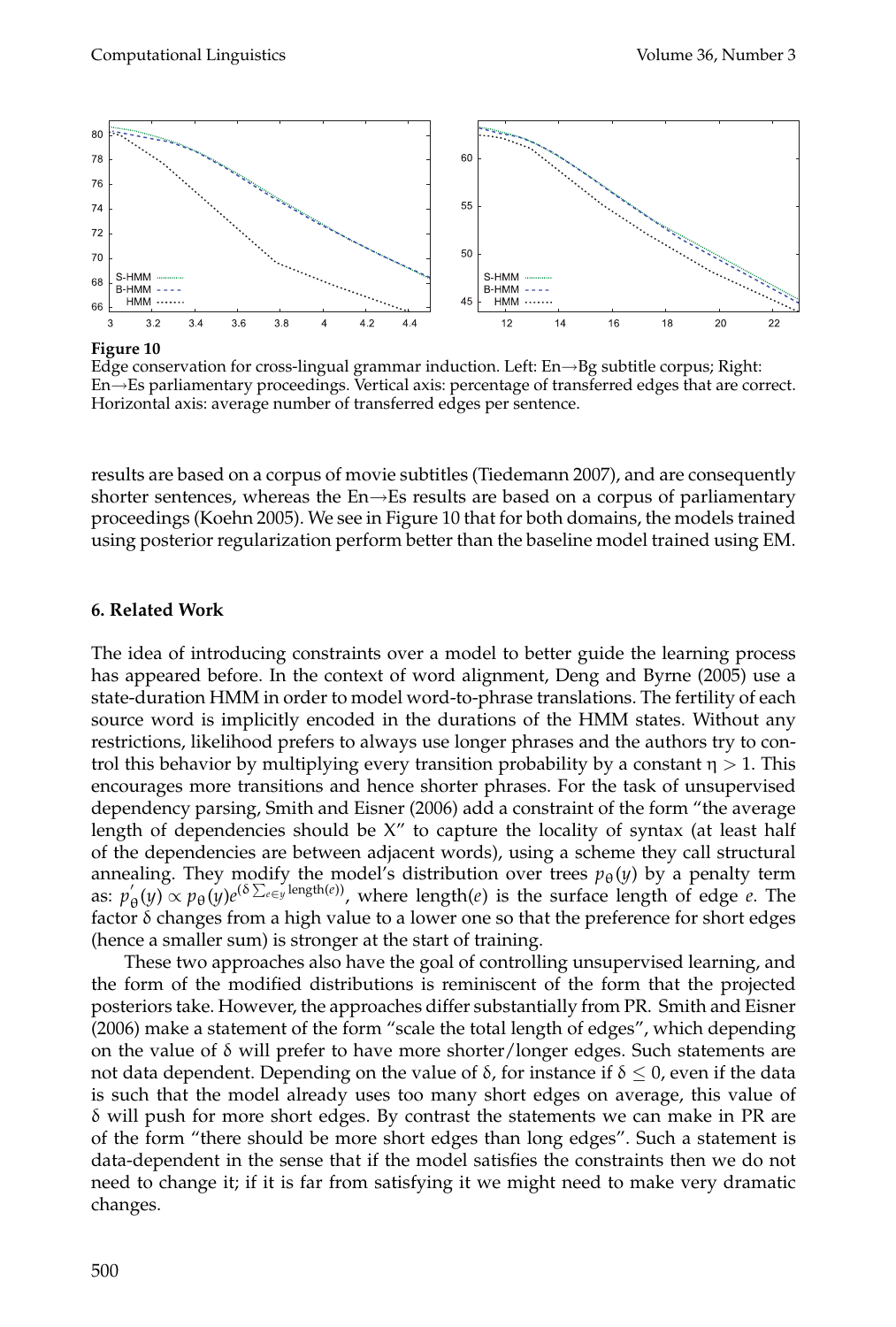**Figure 10**
Edge conservation for cross-lingual grammar induction. Left: En→Bg subtitle corpus; Right: En→Es parliamentary proceedings. Vertical axis: percentage of transferred edges that are correct. Horizontal axis: average number of transferred edges per sentence.

results are based on a corpus of movie subtitles (Tiedemann 2007), and are consequently shorter sentences, whereas the En→Es results are based on a corpus of parliamentary proceedings (Koehn 2005). We see in Figure 10 that for both domains, the models trained using posterior regularization perform better than the baseline model trained using EM.

## 6. Related Work

The idea of introducing constraints over a model to better guide the learning process has appeared before. In the context of word alignment, Deng and Byrne (2005) use a state-duration HMM in order to model word-to-phrase translations. The fertility of each source word is implicitly encoded in the durations of the HMM states. Without any restrictions, likelihood prefers to always use longer phrases and the authors try to control this behavior by multiplying every transition probability by a constant $\eta > 1$. This encourages more transitions and hence shorter phrases. For the task of unsupervised dependency parsing, Smith and Eisner (2006) add a constraint of the form "the average length of dependencies should be X" to capture the locality of syntax (at least half of the dependencies are between adjacent words), using a scheme they call structural annealing. They modify the model's distribution over trees $p_\theta(y)$ by a penalty term as: $p'_\theta(y) \propto p_\theta(y)e^{(\delta \sum_{e \in y} \text{length}(e))}$, where length($e$) is the surface length of edge $e$. The factor $\delta$ changes from a high value to a lower one so that the preference for short edges (hence a smaller sum) is stronger at the start of training.

These two approaches also have the goal of controlling unsupervised learning, and the form of the modified distributions is reminiscent of the form that the projected posteriors take. However, the approaches differ substantially from PR. Smith and Eisner (2006) make a statement of the form "scale the total length of edges", which depending on the value of $\delta$ will prefer to have more shorter/longer edges. Such statements are not data dependent. Depending on the value of $\delta$, for instance if $\delta \leq 0$, even if the data is such that the model already uses too many short edges on average, this value of $\delta$ will push for more short edges. By contrast the statements we can make in PR are of the form "there should be more short edges than long edges". Such a statement is data-dependent in the sense that if the model satisfies the constraints then we do not need to change it; if it is far from satisfying it we might need to make very dramatic changes.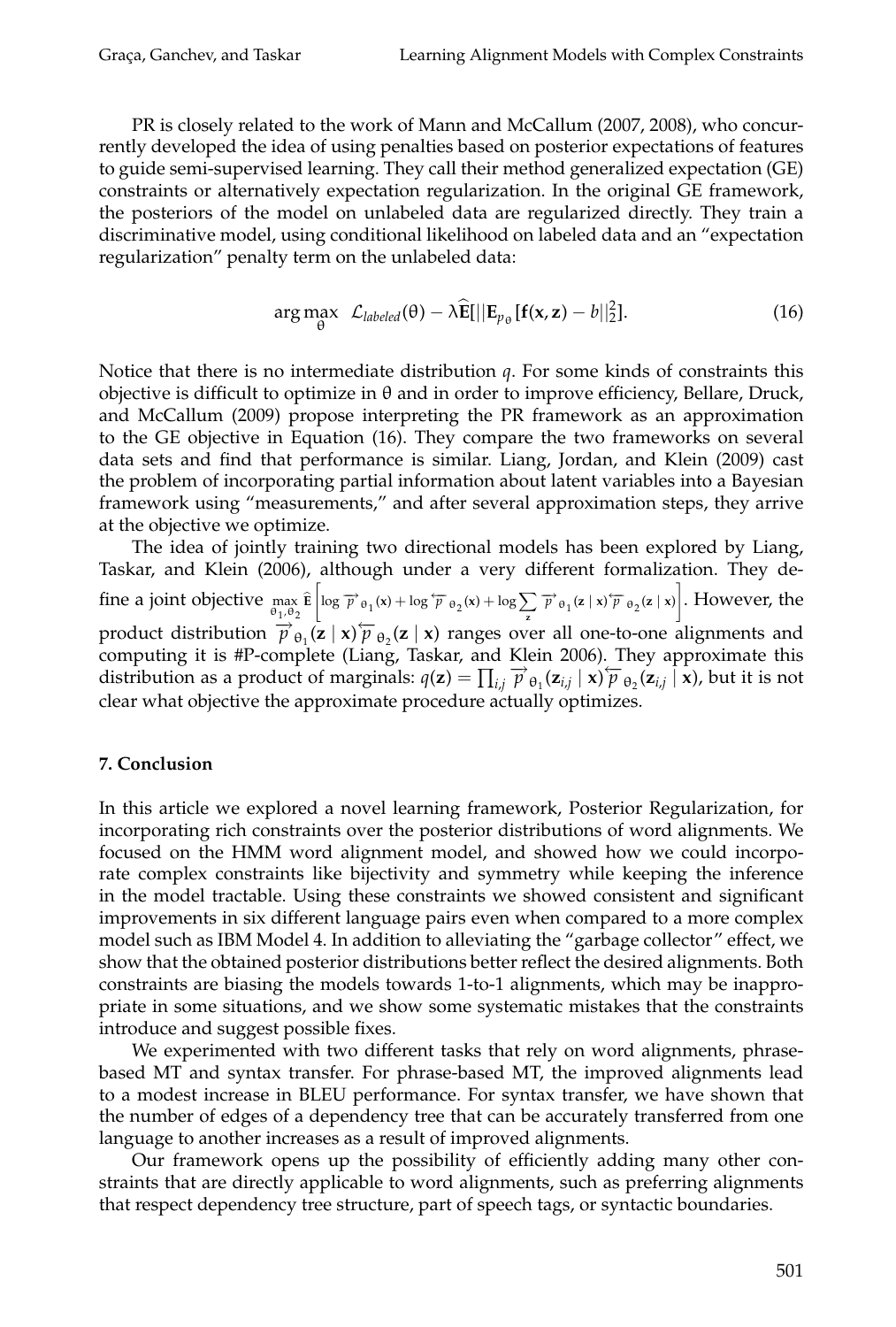PR is closely related to the work of Mann and McCallum (2007, 2008), who concurrently developed the idea of using penalties based on posterior expectations of features to guide semi-supervised learning. They call their method generalized expectation (GE) constraints or alternatively expectation regularization. In the original GE framework, the posteriors of the model on unlabeled data are regularized directly. They train a discriminative model, using conditional likelihood on labeled data and an "expectation regularization" penalty term on the unlabeled data:

$$\arg\max_{\theta} \quad \mathcal{L}_{labeled}(\theta) - \lambda \widehat{\mathbf{E}}[||\mathbf{E}_{p_\theta}[\mathbf{f}(\mathbf{x}, \mathbf{z}) - b||_2^2]. \tag{16}$$

Notice that there is no intermediate distribution $q$. For some kinds of constraints this objective is difficult to optimize in $\theta$ and in order to improve efficiency, Bellare, Druck, and McCallum (2009) propose interpreting the PR framework as an approximation to the GE objective in Equation (16). They compare the two frameworks on several data sets and find that performance is similar. Liang, Jordan, and Klein (2009) cast the problem of incorporating partial information about latent variables into a Bayesian framework using "measurements," and after several approximation steps, they arrive at the objective we optimize.

The idea of jointly training two directional models has been explored by Liang, Taskar, and Klein (2006), although under a very different formalization. They define a joint objective $\max_{\theta_1, \theta_2} \widehat{\mathbf{E}} \left[ \log \overrightarrow{p}_{\theta_1}(\mathbf{x}) + \log \overleftarrow{p}_{\theta_2}(\mathbf{x}) + \log \sum_{\mathbf{z}} \overrightarrow{p}_{\theta_1}(\mathbf{z} \mid \mathbf{x}) \overleftarrow{p}_{\theta_2}(\mathbf{z} \mid \mathbf{x}) \right]$. However, the product distribution $\overrightarrow{p}_{\theta_1}(\mathbf{z} \mid \mathbf{x}) \overleftarrow{p}_{\theta_2}(\mathbf{z} \mid \mathbf{x})$ ranges over all one-to-one alignments and computing it is #P-complete (Liang, Taskar, and Klein 2006). They approximate this distribution as a product of marginals: $q(\mathbf{z}) = \prod_{i,j} \overrightarrow{p}_{\theta_1}(\mathbf{z}_{i,j} \mid \mathbf{x}) \overleftarrow{p}_{\theta_2}(\mathbf{z}_{i,j} \mid \mathbf{x})$, but it is not clear what objective the approximate procedure actually optimizes.

## 7. Conclusion

In this article we explored a novel learning framework, Posterior Regularization, for incorporating rich constraints over the posterior distributions of word alignments. We focused on the HMM word alignment model, and showed how we could incorporate complex constraints like bijectivity and symmetry while keeping the inference in the model tractable. Using these constraints we showed consistent and significant improvements in six different language pairs even when compared to a more complex model such as IBM Model 4. In addition to alleviating the "garbage collector" effect, we show that the obtained posterior distributions better reflect the desired alignments. Both constraints are biasing the models towards 1-to-1 alignments, which may be inappropriate in some situations, and we show some systematic mistakes that the constraints introduce and suggest possible fixes.

We experimented with two different tasks that rely on word alignments, phrase-based MT and syntax transfer. For phrase-based MT, the improved alignments lead to a modest increase in BLEU performance. For syntax transfer, we have shown that the number of edges of a dependency tree that can be accurately transferred from one language to another increases as a result of improved alignments.

Our framework opens up the possibility of efficiently adding many other constraints that are directly applicable to word alignments, such as preferring alignments that respect dependency tree structure, part of speech tags, or syntactic boundaries.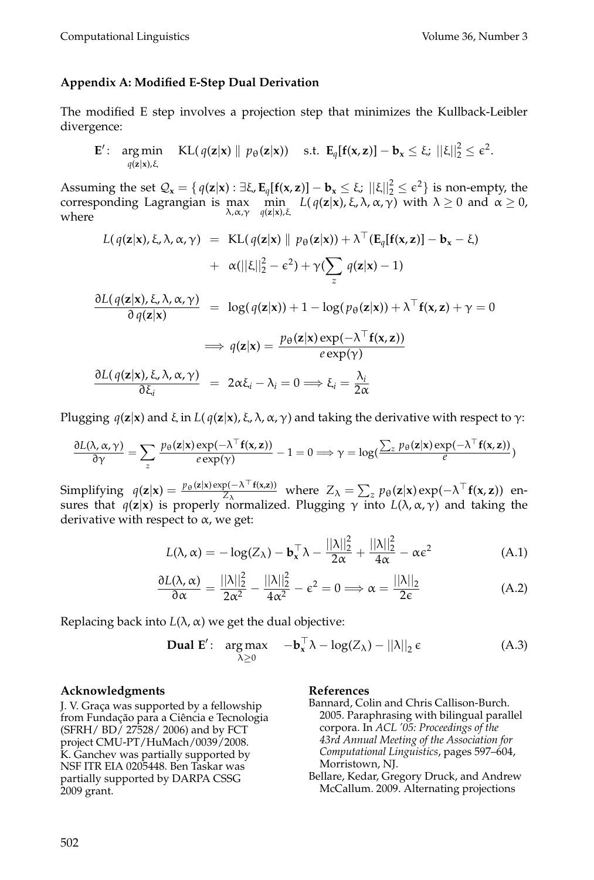## Appendix A: Modified E-Step Dual Derivation

The modified E step involves a projection step that minimizes the Kullback-Leibler divergence:

$$\mathbf{E}': \quad \underset{q(\mathbf{z}|\mathbf{x}),\xi}{\arg\min} \quad \mathrm{KL}(\,q(\mathbf{z}|\mathbf{x}) \parallel p_\theta(\mathbf{z}|\mathbf{x})) \quad \text{s.t.} \;\; \mathbf{E}_q[\mathbf{f}(\mathbf{x},\mathbf{z})] - \mathbf{b}_\mathbf{x} \leq \xi; \;\; ||\xi||_2^2 \leq \epsilon^2.$$

Assuming the set $\mathcal{Q}_\mathbf{x} = \{\,q(\mathbf{z}|\mathbf{x}) : \exists \xi, \mathbf{E}_q[\mathbf{f}(\mathbf{x},\mathbf{z})] - \mathbf{b}_\mathbf{x} \leq \xi;\; ||\xi||_2^2 \leq \epsilon^2\}$ is non-empty, the corresponding Lagrangian is $\max_{\lambda,\alpha,\gamma} \min_{q(\mathbf{z}|\mathbf{x}),\xi} L(\,q(\mathbf{z}|\mathbf{x}), \xi, \lambda, \alpha, \gamma)$ with $\lambda \geq 0$ and $\alpha \geq 0$, where

$$\begin{aligned}
L(\,q(\mathbf{z}|\mathbf{x}), \xi, \lambda, \alpha, \gamma) &= \mathrm{KL}(\,q(\mathbf{z}|\mathbf{x}) \parallel p_\theta(\mathbf{z}|\mathbf{x})) + \lambda^\top(\mathbf{E}_q[\mathbf{f}(\mathbf{x},\mathbf{z})] - \mathbf{b}_\mathbf{x} - \xi) \\
&\quad + \; \alpha(||\xi||_2^2 - \epsilon^2) + \gamma(\sum_z q(\mathbf{z}|\mathbf{x}) - 1) \\
\frac{\partial L(\,q(\mathbf{z}|\mathbf{x}), \xi, \lambda, \alpha, \gamma)}{\partial\, q(\mathbf{z}|\mathbf{x})} &= \log(\,q(\mathbf{z}|\mathbf{x})) + 1 - \log(\,p_\theta(\mathbf{z}|\mathbf{x})) + \lambda^\top \mathbf{f}(\mathbf{x},\mathbf{z}) + \gamma = 0 \\
&\Longrightarrow q(\mathbf{z}|\mathbf{x}) = \frac{p_\theta(\mathbf{z}|\mathbf{x}) \exp(-\lambda^\top \mathbf{f}(\mathbf{x},\mathbf{z}))}{e \exp(\gamma)} \\
\frac{\partial L(\,q(\mathbf{z}|\mathbf{x}), \xi, \lambda, \alpha, \gamma)}{\partial \xi_i} &= 2\alpha\xi_i - \lambda_i = 0 \Longrightarrow \xi_i = \frac{\lambda_i}{2\alpha}
\end{aligned}$$

Plugging $q(\mathbf{z}|\mathbf{x})$ and $\xi$ in $L(\,q(\mathbf{z}|\mathbf{x}), \xi, \lambda, \alpha, \gamma)$ and taking the derivative with respect to $\gamma$:

$$\frac{\partial L(\lambda, \alpha, \gamma)}{\partial \gamma} = \sum_z \frac{p_\theta(\mathbf{z}|\mathbf{x}) \exp(-\lambda^\top \mathbf{f}(\mathbf{x},\mathbf{z}))}{e \exp(\gamma)} - 1 = 0 \Longrightarrow \gamma = \log\left(\frac{\sum_z p_\theta(\mathbf{z}|\mathbf{x}) \exp(-\lambda^\top \mathbf{f}(\mathbf{x},\mathbf{z}))}{e}\right)$$

Simplifying $q(\mathbf{z}|\mathbf{x}) = \frac{p_\theta(\mathbf{z}|\mathbf{x}) \exp(-\lambda^\top \mathbf{f}(\mathbf{x},\mathbf{z}))}{Z_\lambda}$ where $Z_\lambda = \sum_z p_\theta(\mathbf{z}|\mathbf{x}) \exp(-\lambda^\top \mathbf{f}(\mathbf{x},\mathbf{z}))$ ensures that $q(\mathbf{z}|\mathbf{x})$ is properly normalized. Plugging $\gamma$ into $L(\lambda, \alpha, \gamma)$ and taking the derivative with respect to $\alpha$, we get:

$$L(\lambda, \alpha) = -\log(Z_\lambda) - \mathbf{b}_\mathbf{x}^\top \lambda - \frac{||\lambda||_2^2}{2\alpha} + \frac{||\lambda||_2^2}{4\alpha} - \alpha\epsilon^2 \tag{A.1}$$

$$\frac{\partial L(\lambda, \alpha)}{\partial \alpha} = \frac{||\lambda||_2^2}{2\alpha^2} - \frac{||\lambda||_2^2}{4\alpha^2} - \epsilon^2 = 0 \Longrightarrow \alpha = \frac{||\lambda||_2}{2\epsilon} \tag{A.2}$$

Replacing back into $L(\lambda, \alpha)$ we get the dual objective:

$$\textbf{Dual E}': \quad \underset{\lambda \geq 0}{\arg\max} \quad -\mathbf{b}_\mathbf{x}^\top \lambda - \log(Z_\lambda) - ||\lambda||_2\, \epsilon \tag{A.3}$$

### Acknowledgments

J. V. Graça was supported by a fellowship from Fundação para a Ciência e Tecnologia (SFRH/ BD/ 27528/ 2006) and by FCT project CMU-PT/HuMach/0039/2008. K. Ganchev was partially supported by NSF ITR EIA 0205448. Ben Taskar was partially supported by DARPA CSSG 2009 grant.

### References

Bannard, Colin and Chris Callison-Burch. 2005. Paraphrasing with bilingual parallel corpora. In *ACL '05: Proceedings of the 43rd Annual Meeting of the Association for Computational Linguistics*, pages 597–604, Morristown, NJ.

Bellare, Kedar, Gregory Druck, and Andrew McCallum. 2009. Alternating projections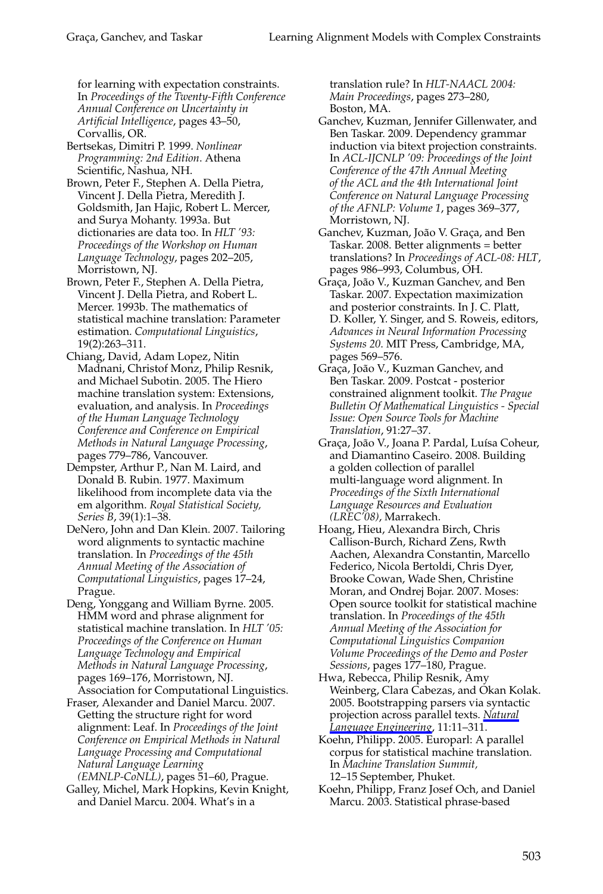for learning with expectation constraints. In *Proceedings of the Twenty-Fifth Conference Annual Conference on Uncertainty in Artificial Intelligence*, pages 43–50, Corvallis, OR.

Bertsekas, Dimitri P. 1999. *Nonlinear Programming: 2nd Edition*. Athena Scientific, Nashua, NH.

Brown, Peter F., Stephen A. Della Pietra, Vincent J. Della Pietra, Meredith J. Goldsmith, Jan Hajic, Robert L. Mercer, and Surya Mohanty. 1993a. But dictionaries are data too. In *HLT '93: Proceedings of the Workshop on Human Language Technology*, pages 202–205, Morristown, NJ.

Brown, Peter F., Stephen A. Della Pietra, Vincent J. Della Pietra, and Robert L. Mercer. 1993b. The mathematics of statistical machine translation: Parameter estimation. *Computational Linguistics*, 19(2):263–311.

Chiang, David, Adam Lopez, Nitin Madnani, Christof Monz, Philip Resnik, and Michael Subotin. 2005. The Hiero machine translation system: Extensions, evaluation, and analysis. In *Proceedings of the Human Language Technology Conference and Conference on Empirical Methods in Natural Language Processing*, pages 779–786, Vancouver.

Dempster, Arthur P., Nan M. Laird, and Donald B. Rubin. 1977. Maximum likelihood from incomplete data via the em algorithm. *Royal Statistical Society, Series B*, 39(1):1–38.

DeNero, John and Dan Klein. 2007. Tailoring word alignments to syntactic machine translation. In *Proceedings of the 45th Annual Meeting of the Association of Computational Linguistics*, pages 17–24, Prague.

Deng, Yonggang and William Byrne. 2005. HMM word and phrase alignment for statistical machine translation. In *HLT '05: Proceedings of the Conference on Human Language Technology and Empirical Methods in Natural Language Processing*, pages 169–176, Morristown, NJ. Association for Computational Linguistics.

Fraser, Alexander and Daniel Marcu. 2007. Getting the structure right for word alignment: Leaf. In *Proceedings of the Joint Conference on Empirical Methods in Natural Language Processing and Computational Natural Language Learning (EMNLP-CoNLL)*, pages 51–60, Prague.

Galley, Michel, Mark Hopkins, Kevin Knight, and Daniel Marcu. 2004. What's in a translation rule? In *HLT-NAACL 2004: Main Proceedings*, pages 273–280, Boston, MA.

Ganchev, Kuzman, Jennifer Gillenwater, and Ben Taskar. 2009. Dependency grammar induction via bitext projection constraints. In *ACL-IJCNLP '09: Proceedings of the Joint Conference of the 47th Annual Meeting of the ACL and the 4th International Joint Conference on Natural Language Processing of the AFNLP: Volume 1*, pages 369–377, Morristown, NJ.

Ganchev, Kuzman, João V. Graça, and Ben Taskar. 2008. Better alignments = better translations? In *Proceedings of ACL-08: HLT*, pages 986–993, Columbus, OH.

Graça, João V., Kuzman Ganchev, and Ben Taskar. 2007. Expectation maximization and posterior constraints. In J. C. Platt, D. Koller, Y. Singer, and S. Roweis, editors, *Advances in Neural Information Processing Systems 20*. MIT Press, Cambridge, MA, pages 569–576.

Graça, João V., Kuzman Ganchev, and Ben Taskar. 2009. Postcat - posterior constrained alignment toolkit. *The Prague Bulletin Of Mathematical Linguistics - Special Issue: Open Source Tools for Machine Translation*, 91:27–37.

Graça, João V., Joana P. Pardal, Luísa Coheur, and Diamantino Caseiro. 2008. Building a golden collection of parallel multi-language word alignment. In *Proceedings of the Sixth International Language Resources and Evaluation (LREC'08)*, Marrakech.

Hoang, Hieu, Alexandra Birch, Chris Callison-Burch, Richard Zens, Rwth Aachen, Alexandra Constantin, Marcello Federico, Nicola Bertoldi, Chris Dyer, Brooke Cowan, Wade Shen, Christine Moran, and Ondrej Bojar. 2007. Moses: Open source toolkit for statistical machine translation. In *Proceedings of the 45th Annual Meeting of the Association for Computational Linguistics Companion Volume Proceedings of the Demo and Poster Sessions*, pages 177–180, Prague.

Hwa, Rebecca, Philip Resnik, Amy Weinberg, Clara Cabezas, and Okan Kolak. 2005. Bootstrapping parsers via syntactic projection across parallel texts. *Natural Language Engineering*, 11:11–311.

Koehn, Philipp. 2005. Europarl: A parallel corpus for statistical machine translation. In *Machine Translation Summit*, 12–15 September, Phuket.

Koehn, Philipp, Franz Josef Och, and Daniel Marcu. 2003. Statistical phrase-based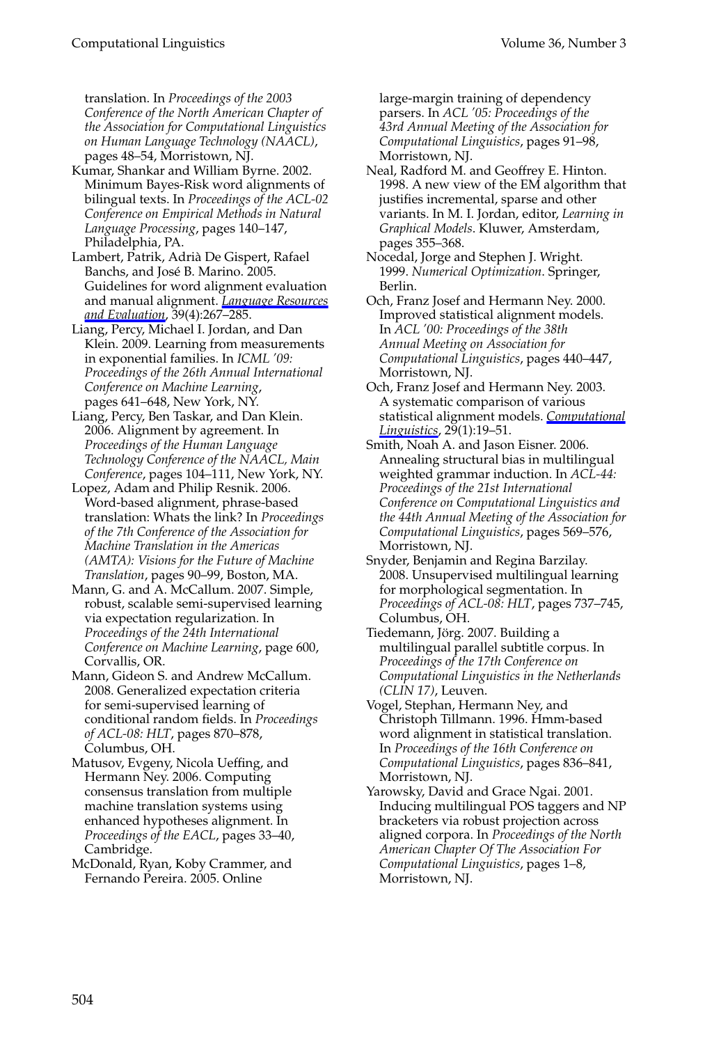translation. In *Proceedings of the 2003 Conference of the North American Chapter of the Association for Computational Linguistics on Human Language Technology (NAACL)*, pages 48–54, Morristown, NJ.

Kumar, Shankar and William Byrne. 2002. Minimum Bayes-Risk word alignments of bilingual texts. In *Proceedings of the ACL-02 Conference on Empirical Methods in Natural Language Processing*, pages 140–147, Philadelphia, PA.

Lambert, Patrik, Adrià De Gispert, Rafael Banchs, and José B. Marino. 2005. Guidelines for word alignment evaluation and manual alignment. *Language Resources and Evaluation*, 39(4):267–285.

Liang, Percy, Michael I. Jordan, and Dan Klein. 2009. Learning from measurements in exponential families. In *ICML '09: Proceedings of the 26th Annual International Conference on Machine Learning*, pages 641–648, New York, NY.

Liang, Percy, Ben Taskar, and Dan Klein. 2006. Alignment by agreement. In *Proceedings of the Human Language Technology Conference of the NAACL, Main Conference*, pages 104–111, New York, NY.

Lopez, Adam and Philip Resnik. 2006. Word-based alignment, phrase-based translation: Whats the link? In *Proceedings of the 7th Conference of the Association for Machine Translation in the Americas (AMTA): Visions for the Future of Machine Translation*, pages 90–99, Boston, MA.

Mann, G. and A. McCallum. 2007. Simple, robust, scalable semi-supervised learning via expectation regularization. In *Proceedings of the 24th International Conference on Machine Learning*, page 600, Corvallis, OR.

Mann, Gideon S. and Andrew McCallum. 2008. Generalized expectation criteria for semi-supervised learning of conditional random fields. In *Proceedings of ACL-08: HLT*, pages 870–878, Columbus, OH.

Matusov, Evgeny, Nicola Ueffing, and Hermann Ney. 2006. Computing consensus translation from multiple machine translation systems using enhanced hypotheses alignment. In *Proceedings of the EACL*, pages 33–40, Cambridge.

McDonald, Ryan, Koby Crammer, and Fernando Pereira. 2005. Online large-margin training of dependency parsers. In *ACL '05: Proceedings of the 43rd Annual Meeting of the Association for Computational Linguistics*, pages 91–98, Morristown, NJ.

Neal, Radford M. and Geoffrey E. Hinton. 1998. A new view of the EM algorithm that justifies incremental, sparse and other variants. In M. I. Jordan, editor, *Learning in Graphical Models*. Kluwer, Amsterdam, pages 355–368.

Nocedal, Jorge and Stephen J. Wright. 1999. *Numerical Optimization*. Springer, Berlin.

Och, Franz Josef and Hermann Ney. 2000. Improved statistical alignment models. In *ACL '00: Proceedings of the 38th Annual Meeting on Association for Computational Linguistics*, pages 440–447, Morristown, NJ.

Och, Franz Josef and Hermann Ney. 2003. A systematic comparison of various statistical alignment models. *Computational Linguistics*, 29(1):19–51.

Smith, Noah A. and Jason Eisner. 2006. Annealing structural bias in multilingual weighted grammar induction. In *ACL-44: Proceedings of the 21st International Conference on Computational Linguistics and the 44th Annual Meeting of the Association for Computational Linguistics*, pages 569–576, Morristown, NJ.

Snyder, Benjamin and Regina Barzilay. 2008. Unsupervised multilingual learning for morphological segmentation. In *Proceedings of ACL-08: HLT*, pages 737–745, Columbus, OH.

Tiedemann, Jörg. 2007. Building a multilingual parallel subtitle corpus. In *Proceedings of the 17th Conference on Computational Linguistics in the Netherlands (CLIN 17)*, Leuven.

Vogel, Stephan, Hermann Ney, and Christoph Tillmann. 1996. Hmm-based word alignment in statistical translation. In *Proceedings of the 16th Conference on Computational Linguistics*, pages 836–841, Morristown, NJ.

Yarowsky, David and Grace Ngai. 2001. Inducing multilingual POS taggers and NP bracketers via robust projection across aligned corpora. In *Proceedings of the North American Chapter Of The Association For Computational Linguistics*, pages 1–8, Morristown, NJ.